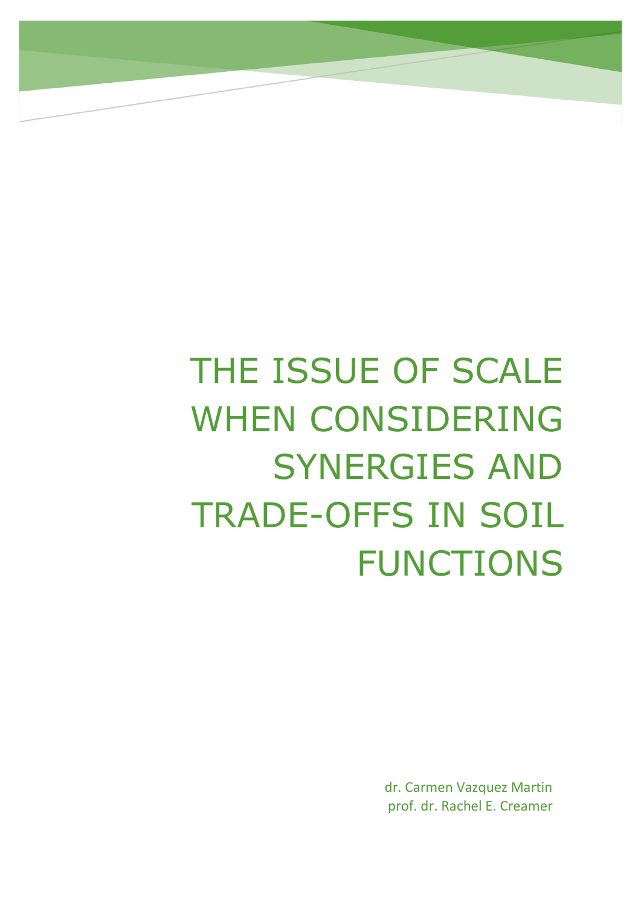# THE ISSUE OF SCALE WHEN CONSIDERING SYNERGIES AND TRADE-OFFS IN SOIL FUNCTIONS

dr. Carmen Vazquez Martin
prof. dr. Rachel E. Creamer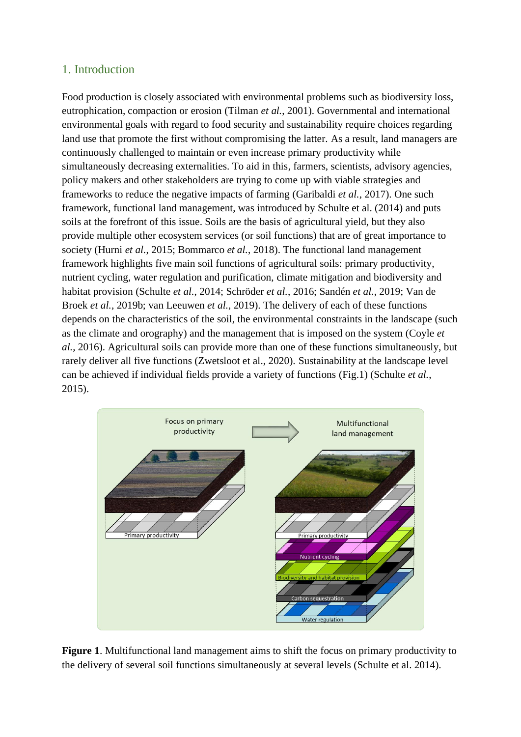## 1. Introduction

Food production is closely associated with environmental problems such as biodiversity loss, eutrophication, compaction or erosion (Tilman *et al.*, 2001). Governmental and international environmental goals with regard to food security and sustainability require choices regarding land use that promote the first without compromising the latter. As a result, land managers are continuously challenged to maintain or even increase primary productivity while simultaneously decreasing externalities. To aid in this, farmers, scientists, advisory agencies, policy makers and other stakeholders are trying to come up with viable strategies and frameworks to reduce the negative impacts of farming (Garibaldi *et al.*, 2017). One such framework, functional land management, was introduced by Schulte et al. (2014) and puts soils at the forefront of this issue. Soils are the basis of agricultural yield, but they also provide multiple other ecosystem services (or soil functions) that are of great importance to society (Hurni *et al.*, 2015; Bommarco *et al.*, 2018). The functional land management framework highlights five main soil functions of agricultural soils: primary productivity, nutrient cycling, water regulation and purification, climate mitigation and biodiversity and habitat provision (Schulte *et al.*, 2014; Schröder *et al.*, 2016; Sandén *et al.*, 2019; Van de Broek *et al.*, 2019b; van Leeuwen *et al.*, 2019). The delivery of each of these functions depends on the characteristics of the soil, the environmental constraints in the landscape (such as the climate and orography) and the management that is imposed on the system (Coyle *et al.*, 2016). Agricultural soils can provide more than one of these functions simultaneously, but rarely deliver all five functions (Zwetsloot et al., 2020). Sustainability at the landscape level can be achieved if individual fields provide a variety of functions (Fig.1) (Schulte *et al.*, 2015).

**Figure 1**. Multifunctional land management aims to shift the focus on primary productivity to the delivery of several soil functions simultaneously at several levels (Schulte et al. 2014).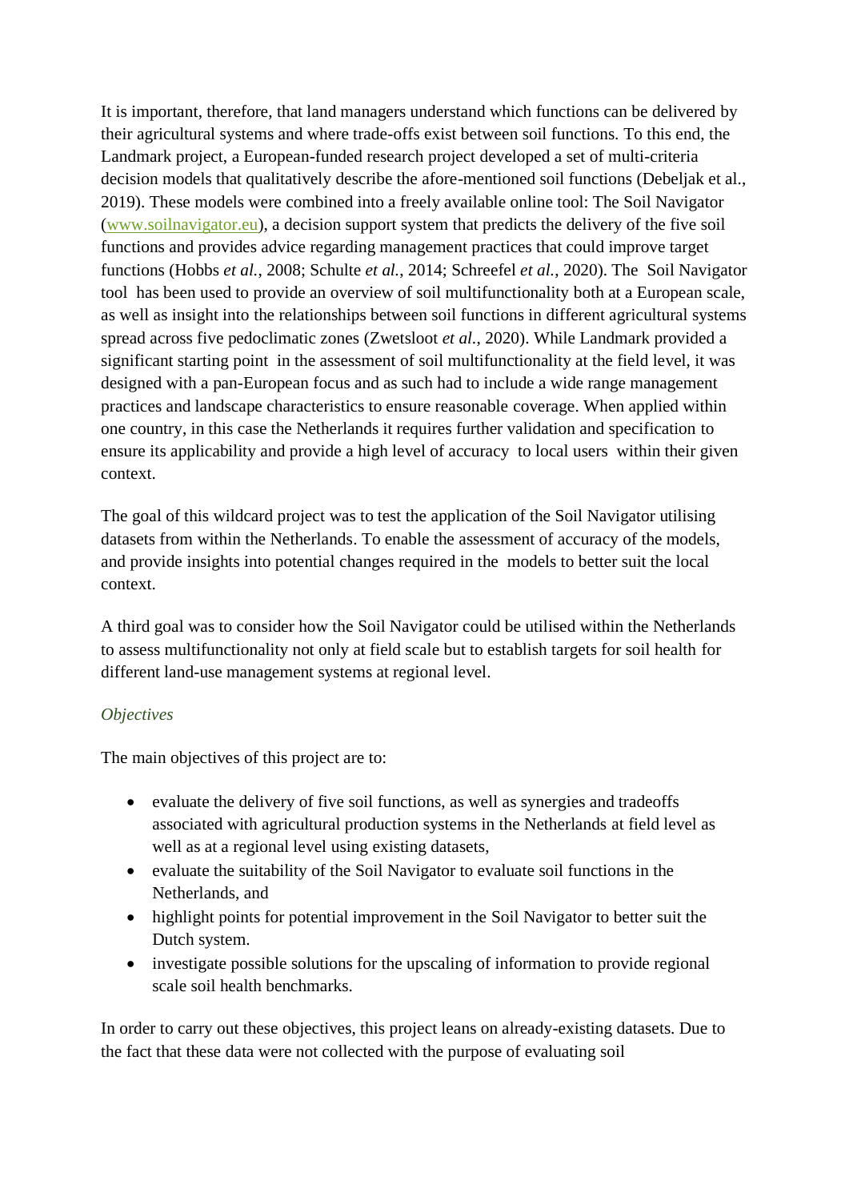It is important, therefore, that land managers understand which functions can be delivered by their agricultural systems and where trade-offs exist between soil functions. To this end, the Landmark project, a European-funded research project developed a set of multi-criteria decision models that qualitatively describe the afore-mentioned soil functions (Debeljak et al., 2019). These models were combined into a freely available online tool: The Soil Navigator (www.soilnavigator.eu), a decision support system that predicts the delivery of the five soil functions and provides advice regarding management practices that could improve target functions (Hobbs *et al.*, 2008; Schulte *et al.*, 2014; Schreefel *et al.*, 2020). The Soil Navigator tool has been used to provide an overview of soil multifunctionality both at a European scale, as well as insight into the relationships between soil functions in different agricultural systems spread across five pedoclimatic zones (Zwetsloot *et al.*, 2020). While Landmark provided a significant starting point in the assessment of soil multifunctionality at the field level, it was designed with a pan-European focus and as such had to include a wide range management practices and landscape characteristics to ensure reasonable coverage. When applied within one country, in this case the Netherlands it requires further validation and specification to ensure its applicability and provide a high level of accuracy to local users within their given context.

The goal of this wildcard project was to test the application of the Soil Navigator utilising datasets from within the Netherlands. To enable the assessment of accuracy of the models, and provide insights into potential changes required in the models to better suit the local context.

A third goal was to consider how the Soil Navigator could be utilised within the Netherlands to assess multifunctionality not only at field scale but to establish targets for soil health for different land-use management systems at regional level.

*Objectives*

The main objectives of this project are to:

- evaluate the delivery of five soil functions, as well as synergies and tradeoffs associated with agricultural production systems in the Netherlands at field level as well as at a regional level using existing datasets,
- evaluate the suitability of the Soil Navigator to evaluate soil functions in the Netherlands, and
- highlight points for potential improvement in the Soil Navigator to better suit the Dutch system.
- investigate possible solutions for the upscaling of information to provide regional scale soil health benchmarks.

In order to carry out these objectives, this project leans on already-existing datasets. Due to the fact that these data were not collected with the purpose of evaluating soil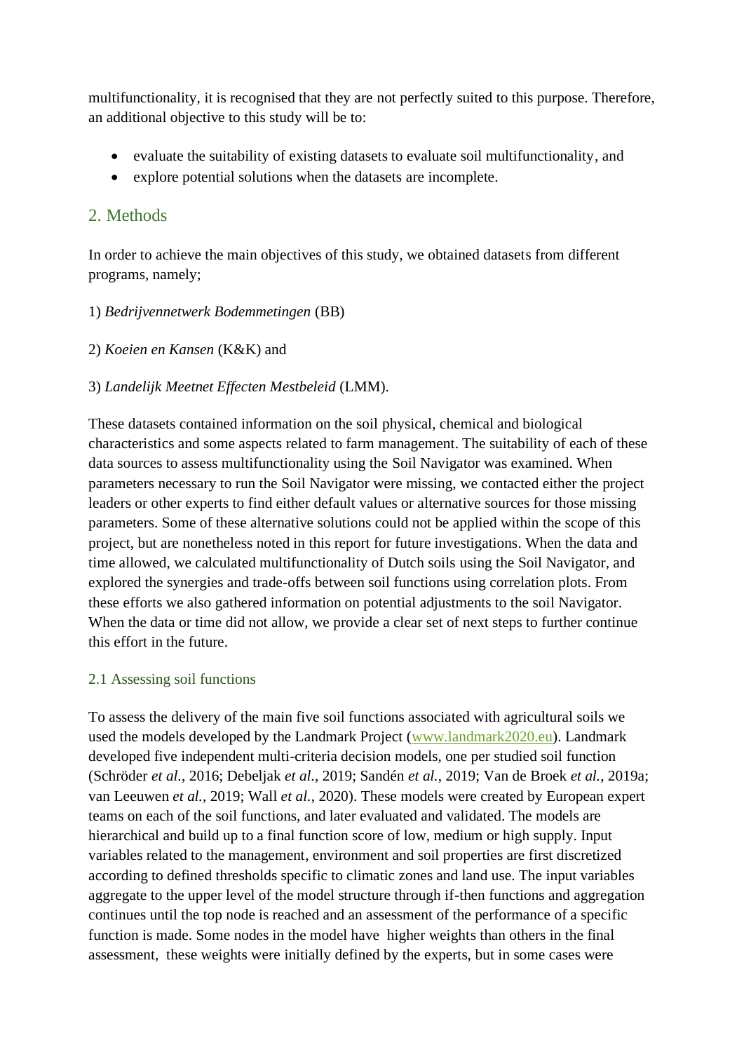multifunctionality, it is recognised that they are not perfectly suited to this purpose. Therefore, an additional objective to this study will be to:

- evaluate the suitability of existing datasets to evaluate soil multifunctionality, and
- explore potential solutions when the datasets are incomplete.

## 2. Methods

In order to achieve the main objectives of this study, we obtained datasets from different programs, namely;

1) *Bedrijvennetwerk Bodemmetingen* (BB)

2) *Koeien en Kansen* (K&K) and

3) *Landelijk Meetnet Effecten Mestbeleid* (LMM).

These datasets contained information on the soil physical, chemical and biological characteristics and some aspects related to farm management. The suitability of each of these data sources to assess multifunctionality using the Soil Navigator was examined. When parameters necessary to run the Soil Navigator were missing, we contacted either the project leaders or other experts to find either default values or alternative sources for those missing parameters. Some of these alternative solutions could not be applied within the scope of this project, but are nonetheless noted in this report for future investigations. When the data and time allowed, we calculated multifunctionality of Dutch soils using the Soil Navigator, and explored the synergies and trade-offs between soil functions using correlation plots. From these efforts we also gathered information on potential adjustments to the soil Navigator. When the data or time did not allow, we provide a clear set of next steps to further continue this effort in the future.

### 2.1 Assessing soil functions

To assess the delivery of the main five soil functions associated with agricultural soils we used the models developed by the Landmark Project (www.landmark2020.eu). Landmark developed five independent multi-criteria decision models, one per studied soil function (Schröder *et al.*, 2016; Debeljak *et al.*, 2019; Sandén *et al.*, 2019; Van de Broek *et al.*, 2019a; van Leeuwen *et al.*, 2019; Wall *et al.*, 2020). These models were created by European expert teams on each of the soil functions, and later evaluated and validated. The models are hierarchical and build up to a final function score of low, medium or high supply. Input variables related to the management, environment and soil properties are first discretized according to defined thresholds specific to climatic zones and land use. The input variables aggregate to the upper level of the model structure through if-then functions and aggregation continues until the top node is reached and an assessment of the performance of a specific function is made. Some nodes in the model have higher weights than others in the final assessment, these weights were initially defined by the experts, but in some cases were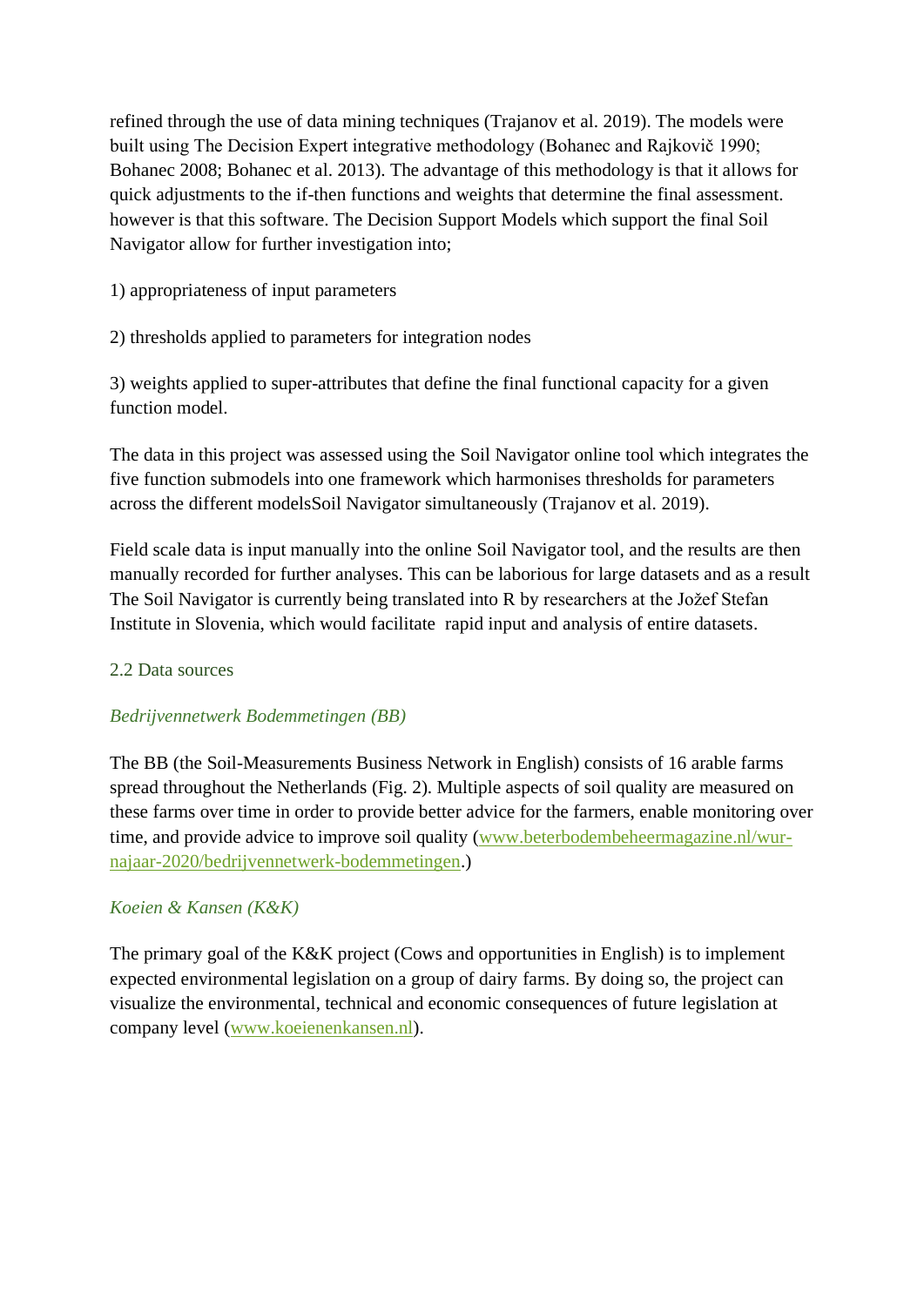refined through the use of data mining techniques (Trajanov et al. 2019). The models were built using The Decision Expert integrative methodology (Bohanec and Rajkovič 1990; Bohanec 2008; Bohanec et al. 2013). The advantage of this methodology is that it allows for quick adjustments to the if-then functions and weights that determine the final assessment. however is that this software. The Decision Support Models which support the final Soil Navigator allow for further investigation into;

1) appropriateness of input parameters

2) thresholds applied to parameters for integration nodes

3) weights applied to super-attributes that define the final functional capacity for a given function model.

The data in this project was assessed using the Soil Navigator online tool which integrates the five function submodels into one framework which harmonises thresholds for parameters across the different modelsSoil Navigator simultaneously (Trajanov et al. 2019).

Field scale data is input manually into the online Soil Navigator tool, and the results are then manually recorded for further analyses. This can be laborious for large datasets and as a result The Soil Navigator is currently being translated into R by researchers at the Jožef Stefan Institute in Slovenia, which would facilitate rapid input and analysis of entire datasets.

## 2.2 Data sources

### *Bedrijvennetwerk Bodemmetingen (BB)*

The BB (the Soil-Measurements Business Network in English) consists of 16 arable farms spread throughout the Netherlands (Fig. 2). Multiple aspects of soil quality are measured on these farms over time in order to provide better advice for the farmers, enable monitoring over time, and provide advice to improve soil quality (www.beterbodembeheermagazine.nl/wur-najaar-2020/bedrijvennetwerk-bodemmetingen.)

### *Koeien & Kansen (K&K)*

The primary goal of the K&K project (Cows and opportunities in English) is to implement expected environmental legislation on a group of dairy farms. By doing so, the project can visualize the environmental, technical and economic consequences of future legislation at company level (www.koeienenkansen.nl).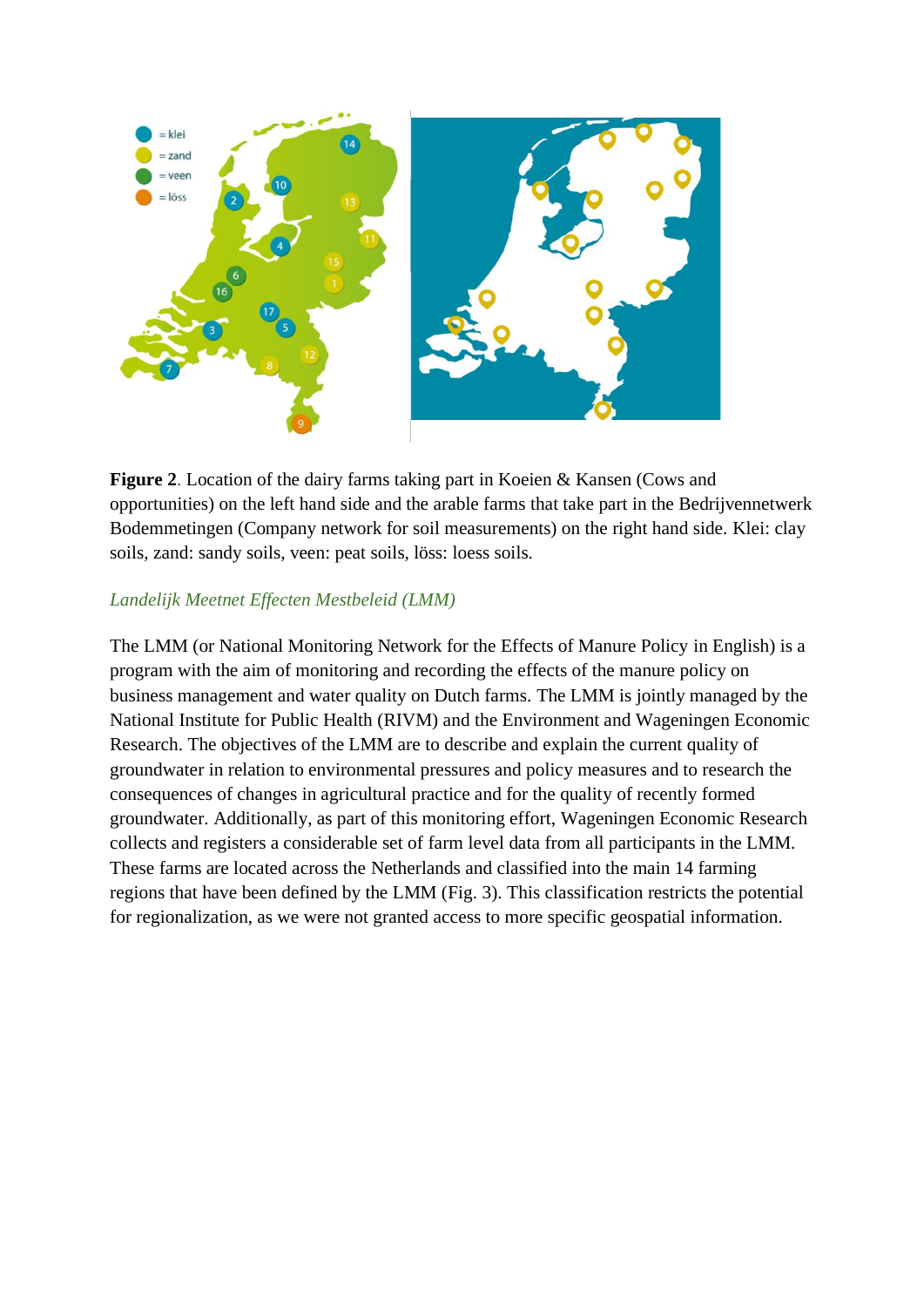**Figure 2**. Location of the dairy farms taking part in Koeien & Kansen (Cows and opportunities) on the left hand side and the arable farms that take part in the Bedrijvennetwerk Bodemmetingen (Company network for soil measurements) on the right hand side. Klei: clay soils, zand: sandy soils, veen: peat soils, löss: loess soils.

### *Landelijk Meetnet Effecten Mestbeleid (LMM)*

The LMM (or National Monitoring Network for the Effects of Manure Policy in English) is a program with the aim of monitoring and recording the effects of the manure policy on business management and water quality on Dutch farms. The LMM is jointly managed by the National Institute for Public Health (RIVM) and the Environment and Wageningen Economic Research. The objectives of the LMM are to describe and explain the current quality of groundwater in relation to environmental pressures and policy measures and to research the consequences of changes in agricultural practice and for the quality of recently formed groundwater. Additionally, as part of this monitoring effort, Wageningen Economic Research collects and registers a considerable set of farm level data from all participants in the LMM. These farms are located across the Netherlands and classified into the main 14 farming regions that have been defined by the LMM (Fig. 3). This classification restricts the potential for regionalization, as we were not granted access to more specific geospatial information.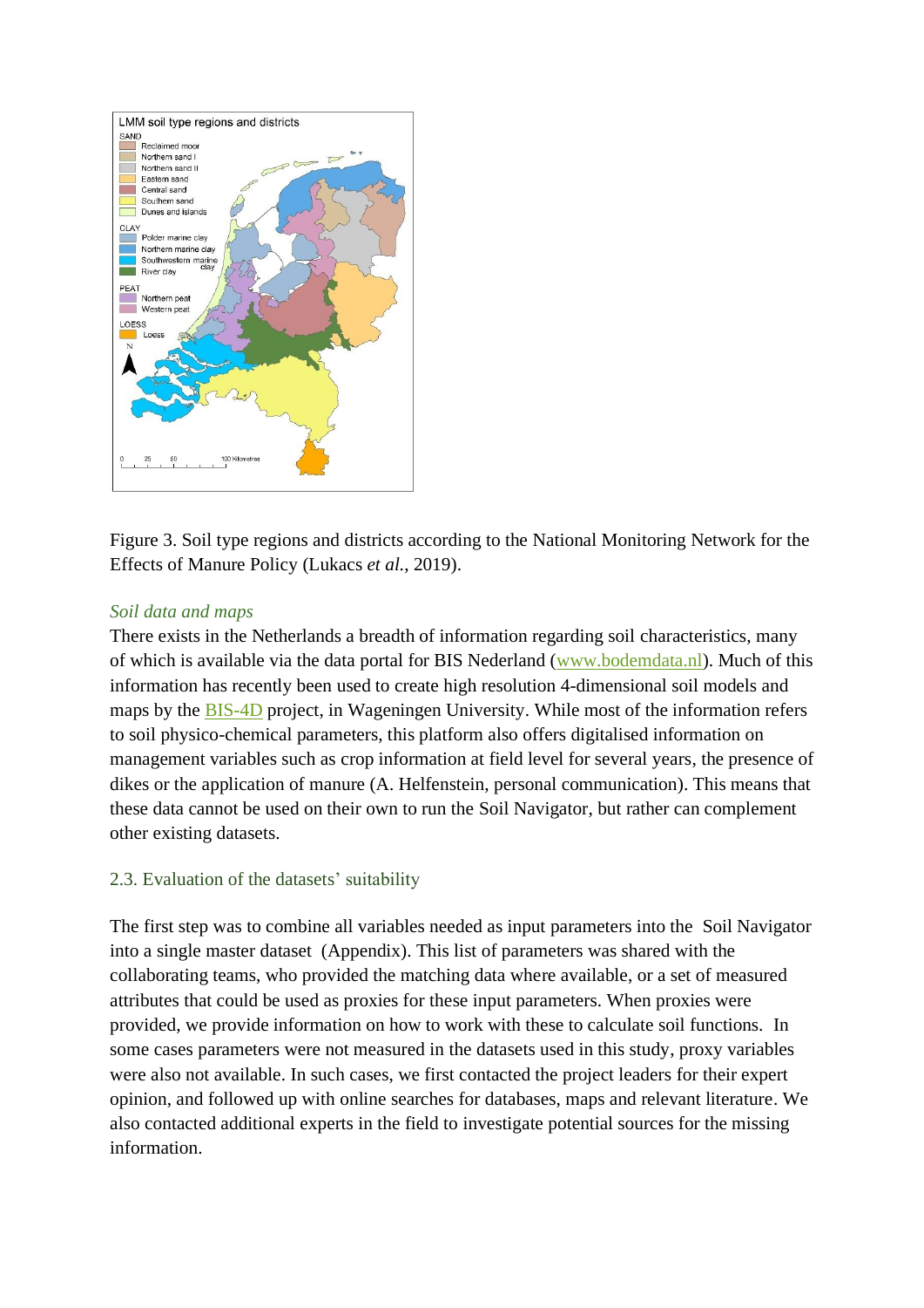Figure 3. Soil type regions and districts according to the National Monitoring Network for the Effects of Manure Policy (Lukacs *et al.*, 2019).

### *Soil data and maps*

There exists in the Netherlands a breadth of information regarding soil characteristics, many of which is available via the data portal for BIS Nederland (www.bodemdata.nl). Much of this information has recently been used to create high resolution 4-dimensional soil models and maps by the BIS-4D project, in Wageningen University. While most of the information refers to soil physico-chemical parameters, this platform also offers digitalised information on management variables such as crop information at field level for several years, the presence of dikes or the application of manure (A. Helfenstein, personal communication). This means that these data cannot be used on their own to run the Soil Navigator, but rather can complement other existing datasets.

## 2.3. Evaluation of the datasets' suitability

The first step was to combine all variables needed as input parameters into the Soil Navigator into a single master dataset (Appendix). This list of parameters was shared with the collaborating teams, who provided the matching data where available, or a set of measured attributes that could be used as proxies for these input parameters. When proxies were provided, we provide information on how to work with these to calculate soil functions. In some cases parameters were not measured in the datasets used in this study, proxy variables were also not available. In such cases, we first contacted the project leaders for their expert opinion, and followed up with online searches for databases, maps and relevant literature. We also contacted additional experts in the field to investigate potential sources for the missing information.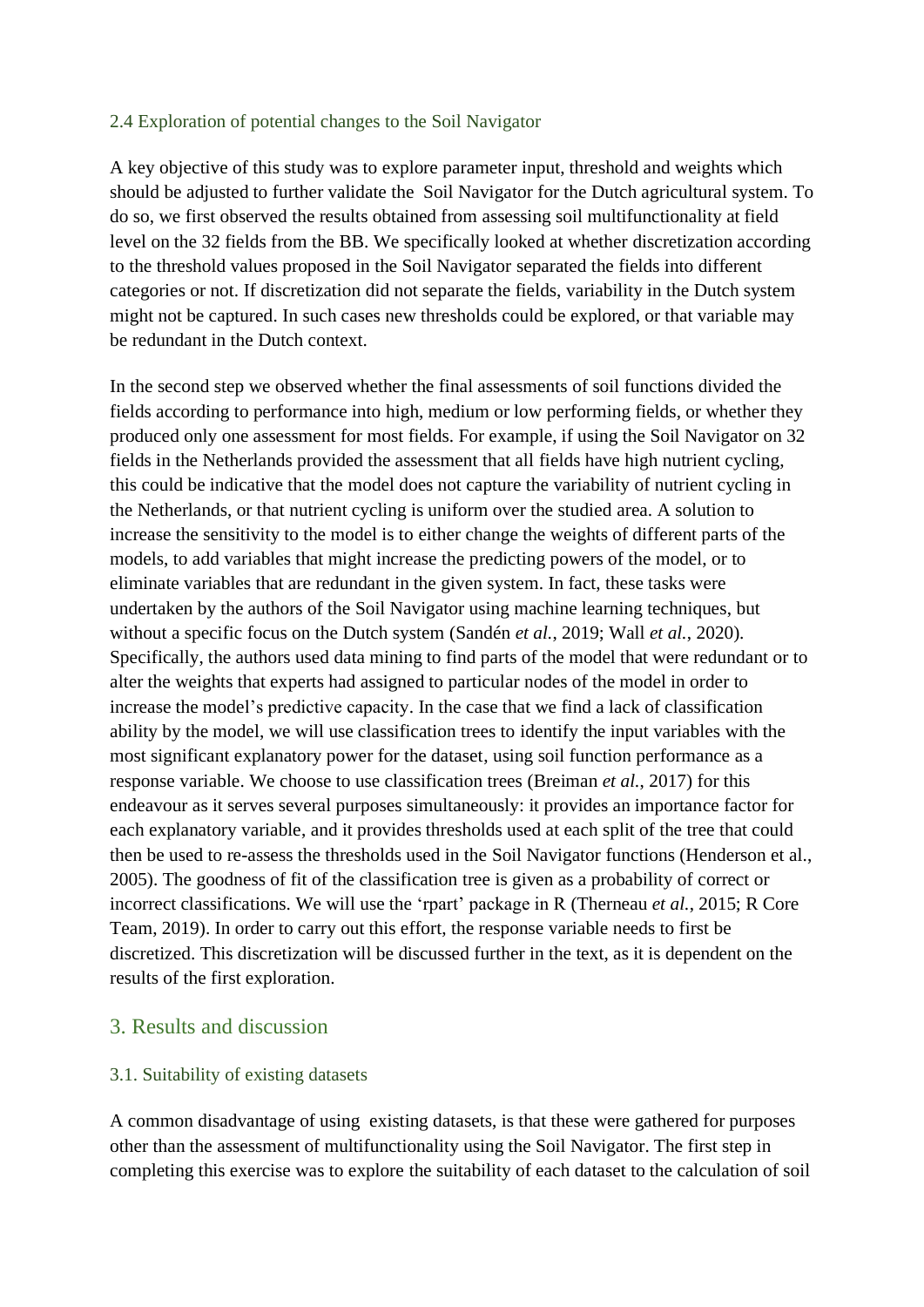### 2.4 Exploration of potential changes to the Soil Navigator

A key objective of this study was to explore parameter input, threshold and weights which should be adjusted to further validate the Soil Navigator for the Dutch agricultural system. To do so, we first observed the results obtained from assessing soil multifunctionality at field level on the 32 fields from the BB. We specifically looked at whether discretization according to the threshold values proposed in the Soil Navigator separated the fields into different categories or not. If discretization did not separate the fields, variability in the Dutch system might not be captured. In such cases new thresholds could be explored, or that variable may be redundant in the Dutch context.

In the second step we observed whether the final assessments of soil functions divided the fields according to performance into high, medium or low performing fields, or whether they produced only one assessment for most fields. For example, if using the Soil Navigator on 32 fields in the Netherlands provided the assessment that all fields have high nutrient cycling, this could be indicative that the model does not capture the variability of nutrient cycling in the Netherlands, or that nutrient cycling is uniform over the studied area. A solution to increase the sensitivity to the model is to either change the weights of different parts of the models, to add variables that might increase the predicting powers of the model, or to eliminate variables that are redundant in the given system. In fact, these tasks were undertaken by the authors of the Soil Navigator using machine learning techniques, but without a specific focus on the Dutch system (Sandén *et al.*, 2019; Wall *et al.*, 2020). Specifically, the authors used data mining to find parts of the model that were redundant or to alter the weights that experts had assigned to particular nodes of the model in order to increase the model's predictive capacity. In the case that we find a lack of classification ability by the model, we will use classification trees to identify the input variables with the most significant explanatory power for the dataset, using soil function performance as a response variable. We choose to use classification trees (Breiman *et al.*, 2017) for this endeavour as it serves several purposes simultaneously: it provides an importance factor for each explanatory variable, and it provides thresholds used at each split of the tree that could then be used to re-assess the thresholds used in the Soil Navigator functions (Henderson et al., 2005). The goodness of fit of the classification tree is given as a probability of correct or incorrect classifications. We will use the 'rpart' package in R (Therneau *et al.*, 2015; R Core Team, 2019). In order to carry out this effort, the response variable needs to first be discretized. This discretization will be discussed further in the text, as it is dependent on the results of the first exploration.

## 3. Results and discussion

### 3.1. Suitability of existing datasets

A common disadvantage of using existing datasets, is that these were gathered for purposes other than the assessment of multifunctionality using the Soil Navigator. The first step in completing this exercise was to explore the suitability of each dataset to the calculation of soil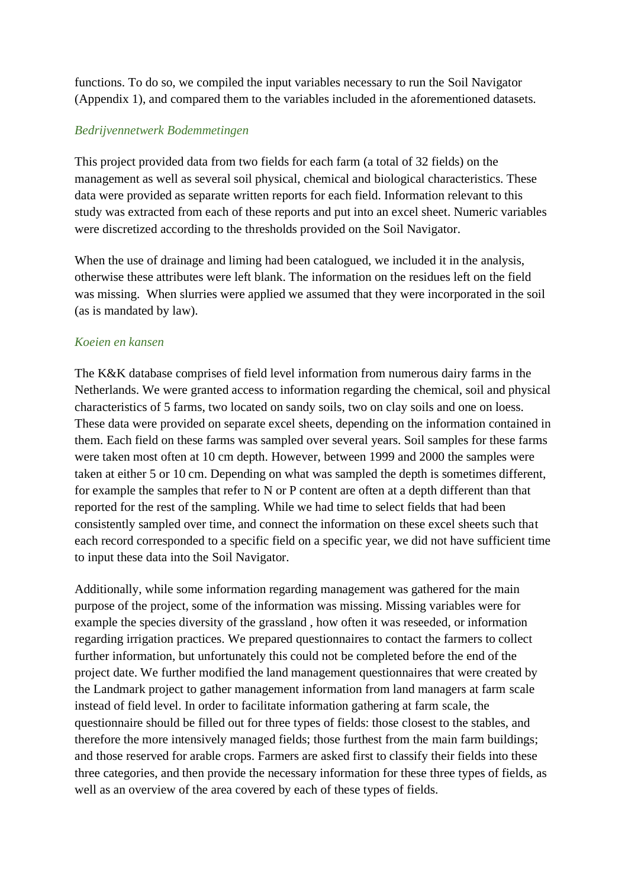functions. To do so, we compiled the input variables necessary to run the Soil Navigator (Appendix 1), and compared them to the variables included in the aforementioned datasets.

### *Bedrijvennetwerk Bodemmetingen*

This project provided data from two fields for each farm (a total of 32 fields) on the management as well as several soil physical, chemical and biological characteristics. These data were provided as separate written reports for each field. Information relevant to this study was extracted from each of these reports and put into an excel sheet. Numeric variables were discretized according to the thresholds provided on the Soil Navigator.

When the use of drainage and liming had been catalogued, we included it in the analysis, otherwise these attributes were left blank. The information on the residues left on the field was missing.  When slurries were applied we assumed that they were incorporated in the soil (as is mandated by law).

### *Koeien en kansen*

The K&K database comprises of field level information from numerous dairy farms in the Netherlands. We were granted access to information regarding the chemical, soil and physical characteristics of 5 farms, two located on sandy soils, two on clay soils and one on loess. These data were provided on separate excel sheets, depending on the information contained in them. Each field on these farms was sampled over several years. Soil samples for these farms were taken most often at 10 cm depth. However, between 1999 and 2000 the samples were taken at either 5 or 10 cm. Depending on what was sampled the depth is sometimes different, for example the samples that refer to N or P content are often at a depth different than that reported for the rest of the sampling. While we had time to select fields that had been consistently sampled over time, and connect the information on these excel sheets such that each record corresponded to a specific field on a specific year, we did not have sufficient time to input these data into the Soil Navigator.

Additionally, while some information regarding management was gathered for the main purpose of the project, some of the information was missing. Missing variables were for example the species diversity of the grassland , how often it was reseeded, or information regarding irrigation practices. We prepared questionnaires to contact the farmers to collect further information, but unfortunately this could not be completed before the end of the project date. We further modified the land management questionnaires that were created by the Landmark project to gather management information from land managers at farm scale instead of field level. In order to facilitate information gathering at farm scale, the questionnaire should be filled out for three types of fields: those closest to the stables, and therefore the more intensively managed fields; those furthest from the main farm buildings; and those reserved for arable crops. Farmers are asked first to classify their fields into these three categories, and then provide the necessary information for these three types of fields, as well as an overview of the area covered by each of these types of fields.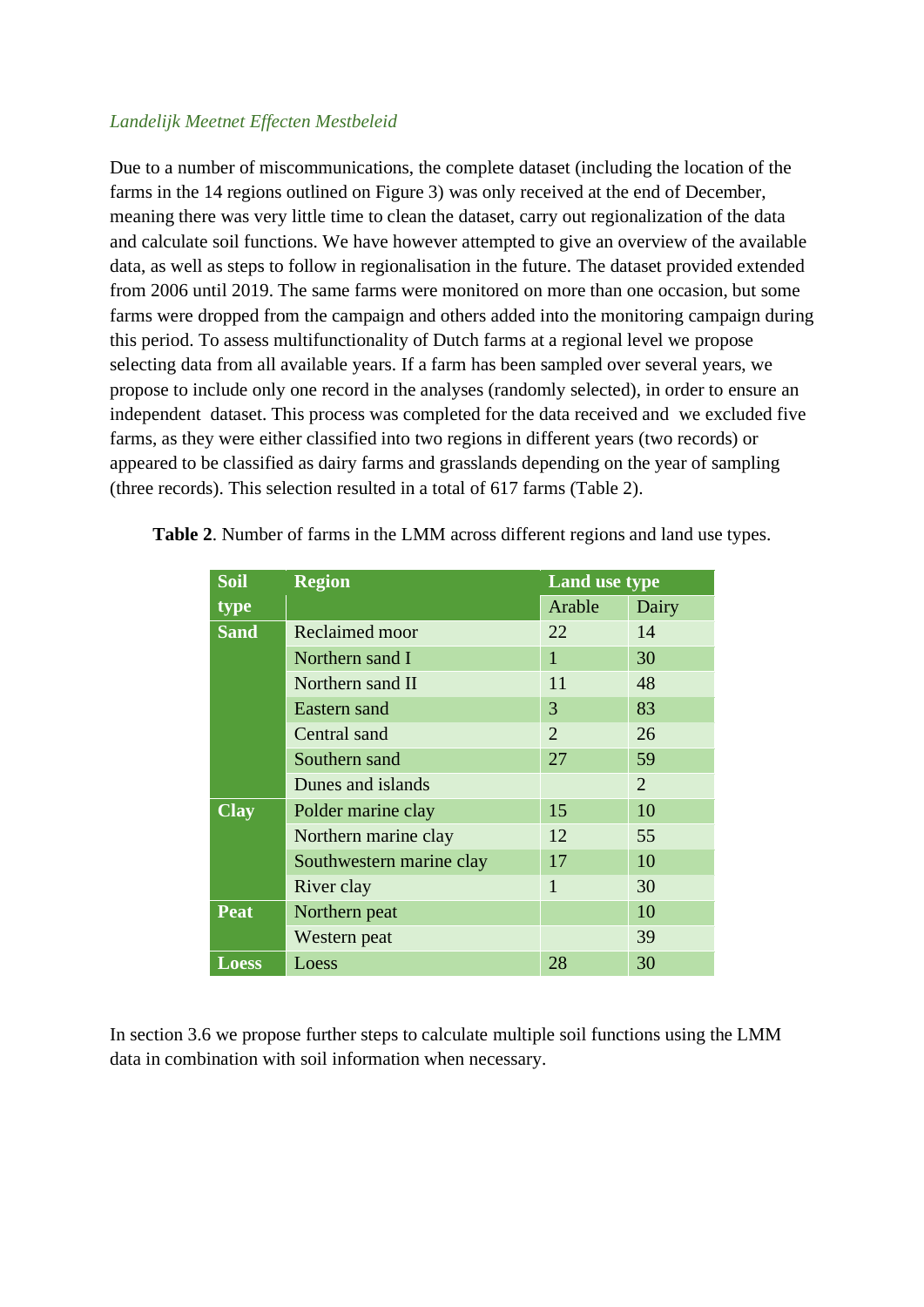*Landelijk Meetnet Effecten Mestbeleid*

Due to a number of miscommunications, the complete dataset (including the location of the farms in the 14 regions outlined on Figure 3) was only received at the end of December, meaning there was very little time to clean the dataset, carry out regionalization of the data and calculate soil functions. We have however attempted to give an overview of the available data, as well as steps to follow in regionalisation in the future. The dataset provided extended from 2006 until 2019. The same farms were monitored on more than one occasion, but some farms were dropped from the campaign and others added into the monitoring campaign during this period. To assess multifunctionality of Dutch farms at a regional level we propose selecting data from all available years. If a farm has been sampled over several years, we propose to include only one record in the analyses (randomly selected), in order to ensure an independent dataset. This process was completed for the data received and we excluded five farms, as they were either classified into two regions in different years (two records) or appeared to be classified as dairy farms and grasslands depending on the year of sampling (three records). This selection resulted in a total of 617 farms (Table 2).

**Table 2**. Number of farms in the LMM across different regions and land use types.

| Soil type | Region | Land use type | |
|---|---|---|---|
| | | Arable | Dairy |
| **Sand** | Reclaimed moor | 22 | 14 |
| | Northern sand I | 1 | 30 |
| | Northern sand II | 11 | 48 |
| | Eastern sand | 3 | 83 |
| | Central sand | 2 | 26 |
| | Southern sand | 27 | 59 |
| | Dunes and islands | | 2 |
| **Clay** | Polder marine clay | 15 | 10 |
| | Northern marine clay | 12 | 55 |
| | Southwestern marine clay | 17 | 10 |
| | River clay | 1 | 30 |
| **Peat** | Northern peat | | 10 |
| | Western peat | | 39 |
| **Loess** | Loess | 28 | 30 |

In section 3.6 we propose further steps to calculate multiple soil functions using the LMM data in combination with soil information when necessary.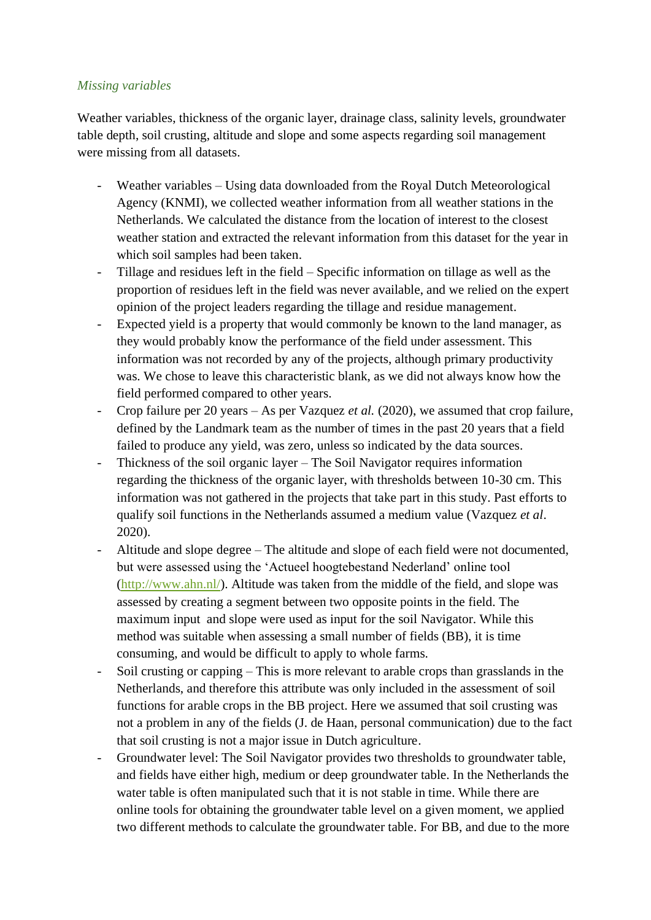### *Missing variables*

Weather variables, thickness of the organic layer, drainage class, salinity levels, groundwater table depth, soil crusting, altitude and slope and some aspects regarding soil management were missing from all datasets.

- Weather variables – Using data downloaded from the Royal Dutch Meteorological Agency (KNMI), we collected weather information from all weather stations in the Netherlands. We calculated the distance from the location of interest to the closest weather station and extracted the relevant information from this dataset for the year in which soil samples had been taken.
- Tillage and residues left in the field – Specific information on tillage as well as the proportion of residues left in the field was never available, and we relied on the expert opinion of the project leaders regarding the tillage and residue management.
- Expected yield is a property that would commonly be known to the land manager, as they would probably know the performance of the field under assessment. This information was not recorded by any of the projects, although primary productivity was. We chose to leave this characteristic blank, as we did not always know how the field performed compared to other years.
- Crop failure per 20 years – As per Vazquez *et al.* (2020), we assumed that crop failure, defined by the Landmark team as the number of times in the past 20 years that a field failed to produce any yield, was zero, unless so indicated by the data sources.
- Thickness of the soil organic layer – The Soil Navigator requires information regarding the thickness of the organic layer, with thresholds between 10-30 cm. This information was not gathered in the projects that take part in this study. Past efforts to qualify soil functions in the Netherlands assumed a medium value (Vazquez *et al*. 2020).
- Altitude and slope degree – The altitude and slope of each field were not documented, but were assessed using the 'Actueel hoogtebestand Nederland' online tool (http://www.ahn.nl/). Altitude was taken from the middle of the field, and slope was assessed by creating a segment between two opposite points in the field. The maximum input and slope were used as input for the soil Navigator. While this method was suitable when assessing a small number of fields (BB), it is time consuming, and would be difficult to apply to whole farms.
- Soil crusting or capping – This is more relevant to arable crops than grasslands in the Netherlands, and therefore this attribute was only included in the assessment of soil functions for arable crops in the BB project. Here we assumed that soil crusting was not a problem in any of the fields (J. de Haan, personal communication) due to the fact that soil crusting is not a major issue in Dutch agriculture.
- Groundwater level: The Soil Navigator provides two thresholds to groundwater table, and fields have either high, medium or deep groundwater table. In the Netherlands the water table is often manipulated such that it is not stable in time. While there are online tools for obtaining the groundwater table level on a given moment, we applied two different methods to calculate the groundwater table. For BB, and due to the more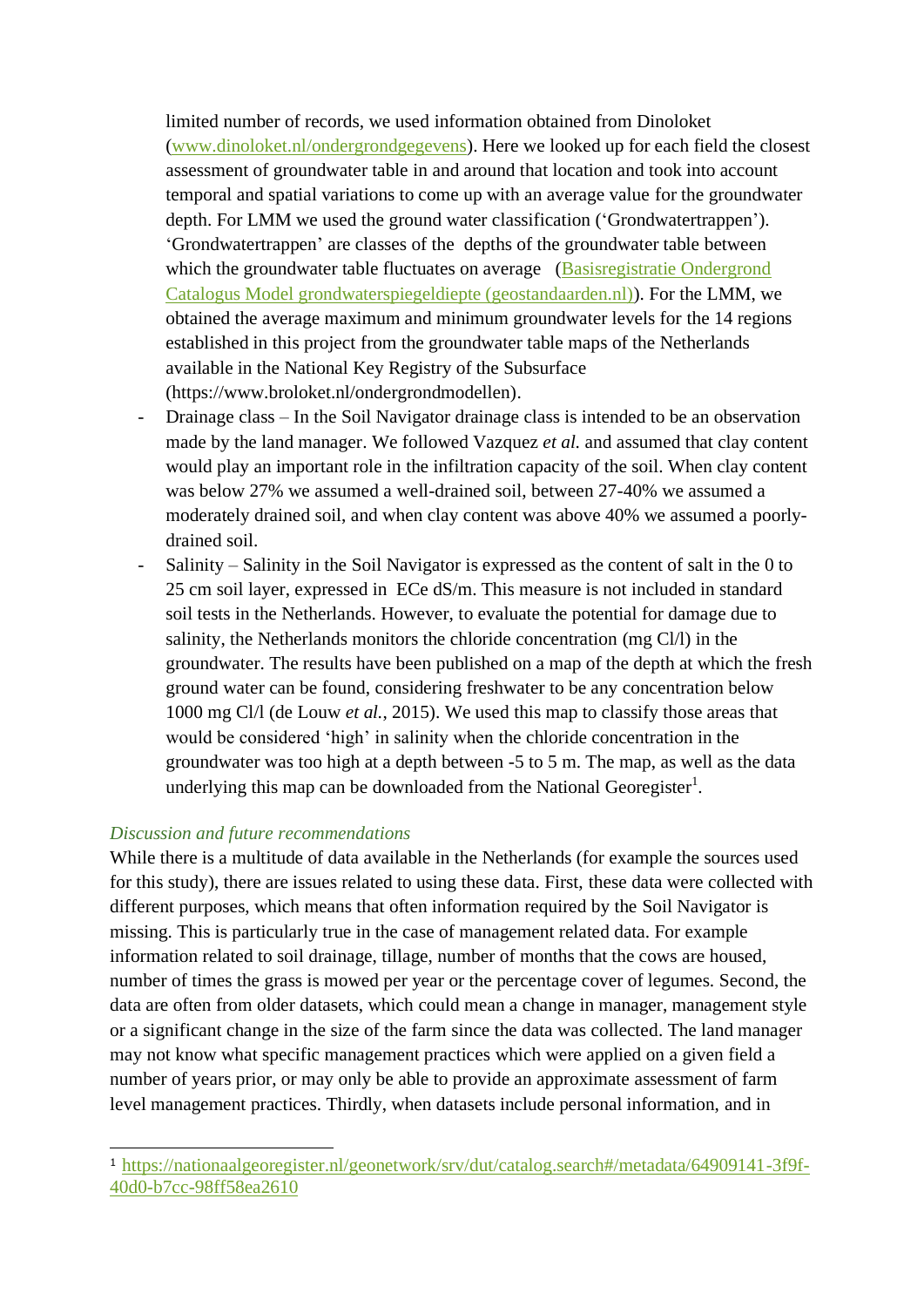limited number of records, we used information obtained from Dinoloket ([www.dinoloket.nl/ondergrondgegevens](www.dinoloket.nl/ondergrondgegevens)). Here we looked up for each field the closest assessment of groundwater table in and around that location and took into account temporal and spatial variations to come up with an average value for the groundwater depth. For LMM we used the ground water classification ('Grondwatertrappen'). 'Grondwatertrappen' are classes of the depths of the groundwater table between which the groundwater table fluctuates on average (Basisregistratie Ondergrond Catalogus Model grondwaterspiegeldiepte (geostandaarden.nl)). For the LMM, we obtained the average maximum and minimum groundwater levels for the 14 regions established in this project from the groundwater table maps of the Netherlands available in the National Key Registry of the Subsurface (https://www.broloket.nl/ondergrondmodellen).

- Drainage class – In the Soil Navigator drainage class is intended to be an observation made by the land manager. We followed Vazquez *et al.* and assumed that clay content would play an important role in the infiltration capacity of the soil. When clay content was below 27% we assumed a well-drained soil, between 27-40% we assumed a moderately drained soil, and when clay content was above 40% we assumed a poorly-drained soil.
- Salinity – Salinity in the Soil Navigator is expressed as the content of salt in the 0 to 25 cm soil layer, expressed in ECe dS/m. This measure is not included in standard soil tests in the Netherlands. However, to evaluate the potential for damage due to salinity, the Netherlands monitors the chloride concentration (mg Cl/l) in the groundwater. The results have been published on a map of the depth at which the fresh ground water can be found, considering freshwater to be any concentration below 1000 mg Cl/l (de Louw *et al.*, 2015). We used this map to classify those areas that would be considered 'high' in salinity when the chloride concentration in the groundwater was too high at a depth between -5 to 5 m. The map, as well as the data underlying this map can be downloaded from the National Georegister[1].

### *Discussion and future recommendations*

While there is a multitude of data available in the Netherlands (for example the sources used for this study), there are issues related to using these data. First, these data were collected with different purposes, which means that often information required by the Soil Navigator is missing. This is particularly true in the case of management related data. For example information related to soil drainage, tillage, number of months that the cows are housed, number of times the grass is mowed per year or the percentage cover of legumes. Second, the data are often from older datasets, which could mean a change in manager, management style or a significant change in the size of the farm since the data was collected. The land manager may not know what specific management practices which were applied on a given field a number of years prior, or may only be able to provide an approximate assessment of farm level management practices. Thirdly, when datasets include personal information, and in

[1] https://nationaalgeoregister.nl/geonetwork/srv/dut/catalog.search#/metadata/64909141-3f9f-40d0-b7cc-98ff58ea2610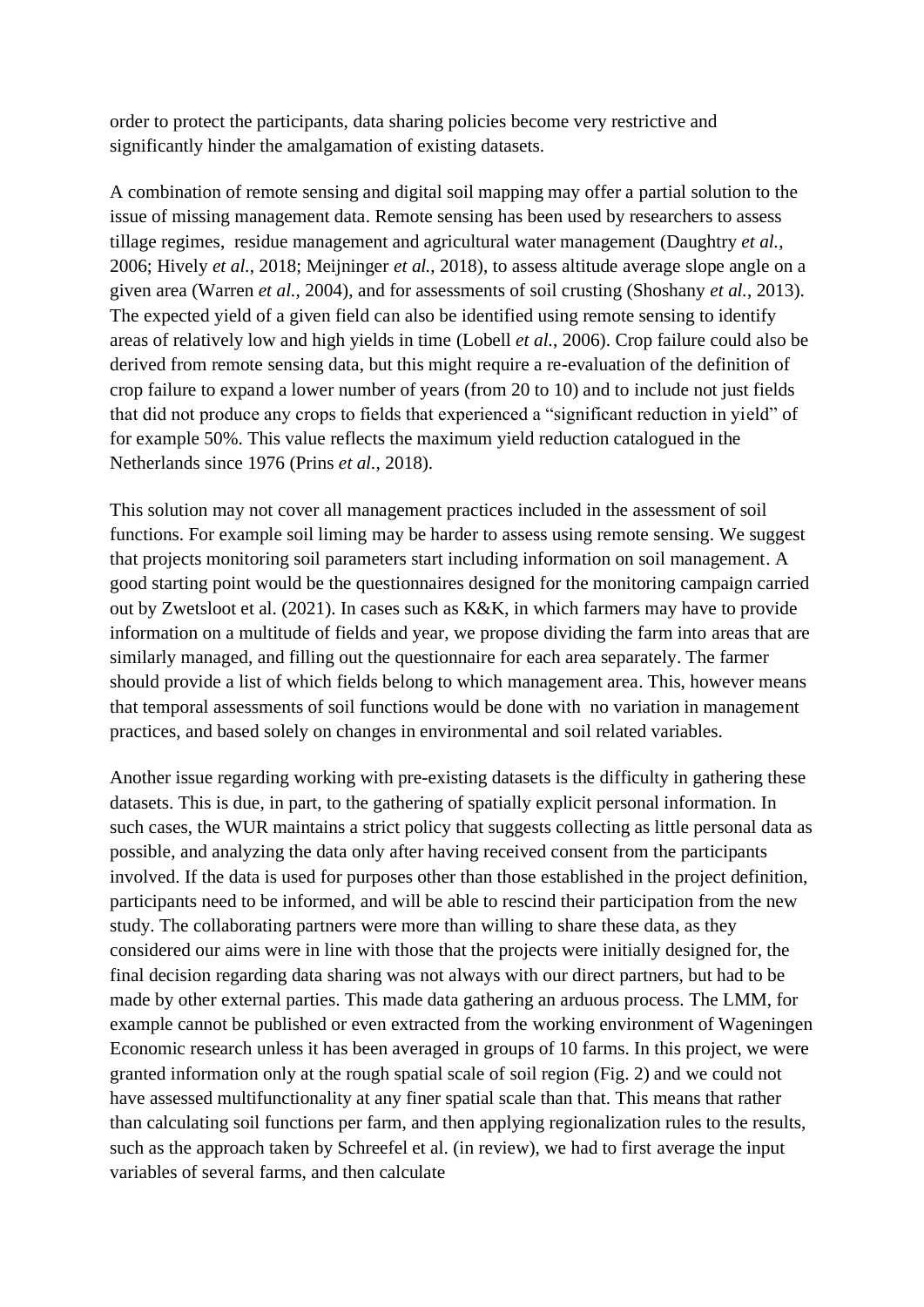order to protect the participants, data sharing policies become very restrictive and significantly hinder the amalgamation of existing datasets.

A combination of remote sensing and digital soil mapping may offer a partial solution to the issue of missing management data. Remote sensing has been used by researchers to assess tillage regimes, residue management and agricultural water management (Daughtry *et al.*, 2006; Hively *et al.*, 2018; Meijninger *et al.*, 2018), to assess altitude average slope angle on a given area (Warren *et al.*, 2004), and for assessments of soil crusting (Shoshany *et al.*, 2013). The expected yield of a given field can also be identified using remote sensing to identify areas of relatively low and high yields in time (Lobell *et al.*, 2006). Crop failure could also be derived from remote sensing data, but this might require a re-evaluation of the definition of crop failure to expand a lower number of years (from 20 to 10) and to include not just fields that did not produce any crops to fields that experienced a "significant reduction in yield" of for example 50%. This value reflects the maximum yield reduction catalogued in the Netherlands since 1976 (Prins *et al.*, 2018).

This solution may not cover all management practices included in the assessment of soil functions. For example soil liming may be harder to assess using remote sensing. We suggest that projects monitoring soil parameters start including information on soil management. A good starting point would be the questionnaires designed for the monitoring campaign carried out by Zwetsloot et al. (2021). In cases such as K&K, in which farmers may have to provide information on a multitude of fields and year, we propose dividing the farm into areas that are similarly managed, and filling out the questionnaire for each area separately. The farmer should provide a list of which fields belong to which management area. This, however means that temporal assessments of soil functions would be done with no variation in management practices, and based solely on changes in environmental and soil related variables.

Another issue regarding working with pre-existing datasets is the difficulty in gathering these datasets. This is due, in part, to the gathering of spatially explicit personal information. In such cases, the WUR maintains a strict policy that suggests collecting as little personal data as possible, and analyzing the data only after having received consent from the participants involved. If the data is used for purposes other than those established in the project definition, participants need to be informed, and will be able to rescind their participation from the new study. The collaborating partners were more than willing to share these data, as they considered our aims were in line with those that the projects were initially designed for, the final decision regarding data sharing was not always with our direct partners, but had to be made by other external parties. This made data gathering an arduous process. The LMM, for example cannot be published or even extracted from the working environment of Wageningen Economic research unless it has been averaged in groups of 10 farms. In this project, we were granted information only at the rough spatial scale of soil region (Fig. 2) and we could not have assessed multifunctionality at any finer spatial scale than that. This means that rather than calculating soil functions per farm, and then applying regionalization rules to the results, such as the approach taken by Schreefel et al. (in review), we had to first average the input variables of several farms, and then calculate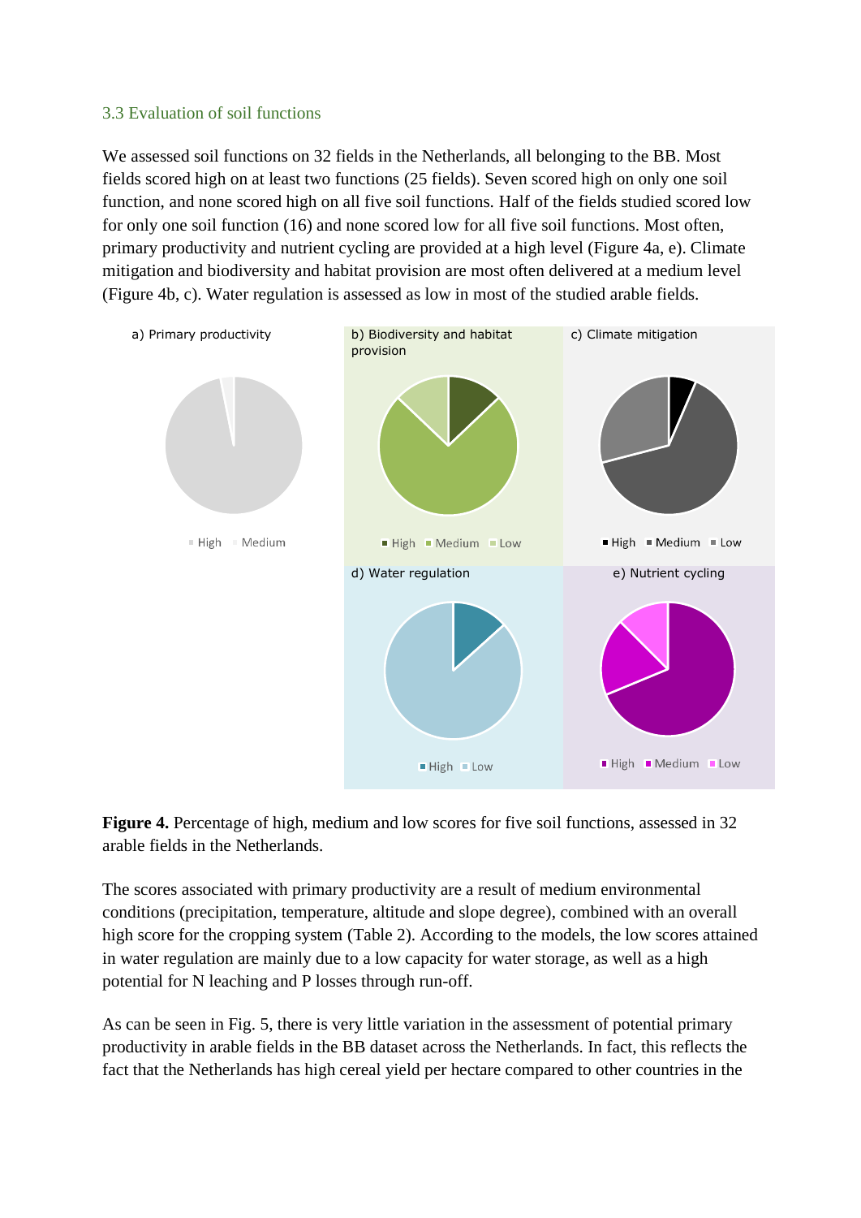### 3.3 Evaluation of soil functions

We assessed soil functions on 32 fields in the Netherlands, all belonging to the BB. Most fields scored high on at least two functions (25 fields). Seven scored high on only one soil function, and none scored high on all five soil functions. Half of the fields studied scored low for only one soil function (16) and none scored low for all five soil functions. Most often, primary productivity and nutrient cycling are provided at a high level (Figure 4a, e). Climate mitigation and biodiversity and habitat provision are most often delivered at a medium level (Figure 4b, c). Water regulation is assessed as low in most of the studied arable fields.

a) Primary productivity — High, Medium

b) Biodiversity and habitat provision — High, Medium, Low

c) Climate mitigation — High, Medium, Low

d) Water regulation — High, Low

e) Nutrient cycling — High, Medium, Low

**Figure 4.** Percentage of high, medium and low scores for five soil functions, assessed in 32 arable fields in the Netherlands.

The scores associated with primary productivity are a result of medium environmental conditions (precipitation, temperature, altitude and slope degree), combined with an overall high score for the cropping system (Table 2). According to the models, the low scores attained in water regulation are mainly due to a low capacity for water storage, as well as a high potential for N leaching and P losses through run-off.

As can be seen in Fig. 5, there is very little variation in the assessment of potential primary productivity in arable fields in the BB dataset across the Netherlands. In fact, this reflects the fact that the Netherlands has high cereal yield per hectare compared to other countries in the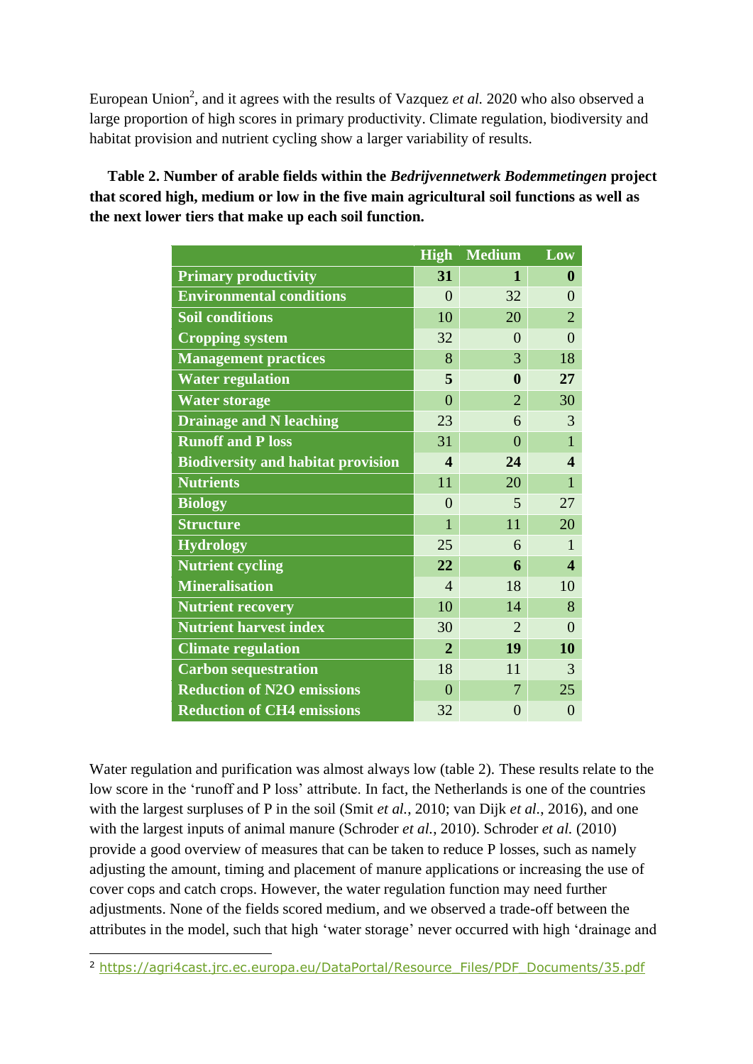European Union[2], and it agrees with the results of Vazquez *et al.* 2020 who also observed a large proportion of high scores in primary productivity. Climate regulation, biodiversity and habitat provision and nutrient cycling show a larger variability of results.

**Table 2. Number of arable fields within the *Bedrijvennetwerk Bodemmetingen* project that scored high, medium or low in the five main agricultural soil functions as well as the next lower tiers that make up each soil function.**

| | High | Medium | Low |
|---|---|---|---|
| **Primary productivity** | **31** | **1** | **0** |
| Environmental conditions | 0 | 32 | 0 |
| Soil conditions | 10 | 20 | 2 |
| Cropping system | 32 | 0 | 0 |
| Management practices | 8 | 3 | 18 |
| **Water regulation** | **5** | **0** | **27** |
| Water storage | 0 | 2 | 30 |
| Drainage and N leaching | 23 | 6 | 3 |
| Runoff and P loss | 31 | 0 | 1 |
| **Biodiversity and habitat provision** | **4** | **24** | **4** |
| Nutrients | 11 | 20 | 1 |
| Biology | 0 | 5 | 27 |
| Structure | 1 | 11 | 20 |
| Hydrology | 25 | 6 | 1 |
| **Nutrient cycling** | **22** | **6** | **4** |
| Mineralisation | 4 | 18 | 10 |
| Nutrient recovery | 10 | 14 | 8 |
| Nutrient harvest index | 30 | 2 | 0 |
| **Climate regulation** | **2** | **19** | **10** |
| Carbon sequestration | 18 | 11 | 3 |
| Reduction of N2O emissions | 0 | 7 | 25 |
| Reduction of CH4 emissions | 32 | 0 | 0 |

Water regulation and purification was almost always low (table 2). These results relate to the low score in the 'runoff and P loss' attribute. In fact, the Netherlands is one of the countries with the largest surpluses of P in the soil (Smit *et al.*, 2010; van Dijk *et al.*, 2016), and one with the largest inputs of animal manure (Schroder *et al.*, 2010). Schroder *et al.* (2010) provide a good overview of measures that can be taken to reduce P losses, such as namely adjusting the amount, timing and placement of manure applications or increasing the use of cover cops and catch crops. However, the water regulation function may need further adjustments. None of the fields scored medium, and we observed a trade-off between the attributes in the model, such that high 'water storage' never occurred with high 'drainage and

[2] https://agri4cast.jrc.ec.europa.eu/DataPortal/Resource_Files/PDF_Documents/35.pdf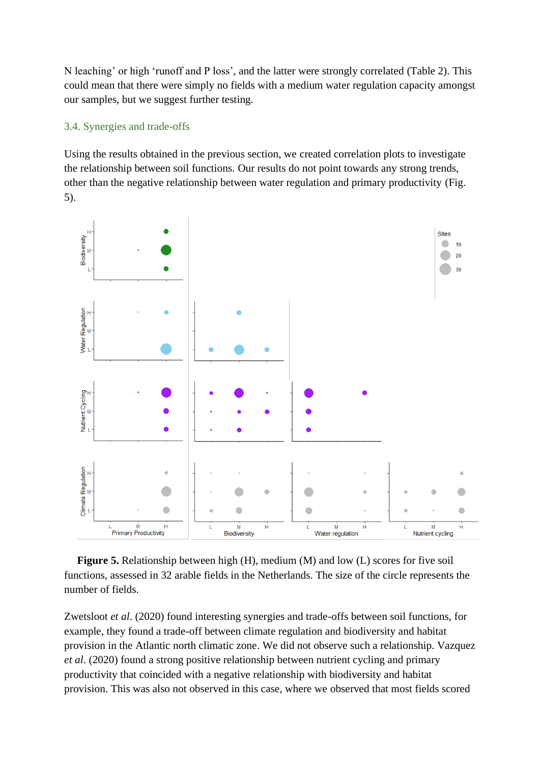N leaching' or high 'runoff and P loss', and the latter were strongly correlated (Table 2). This could mean that there were simply no fields with a medium water regulation capacity amongst our samples, but we suggest further testing.

### 3.4. Synergies and trade-offs

Using the results obtained in the previous section, we created correlation plots to investigate the relationship between soil functions. Our results do not point towards any strong trends, other than the negative relationship between water regulation and primary productivity (Fig. 5).

**Figure 5.** Relationship between high (H), medium (M) and low (L) scores for five soil functions, assessed in 32 arable fields in the Netherlands. The size of the circle represents the number of fields.

Zwetsloot *et al*. (2020) found interesting synergies and trade-offs between soil functions, for example, they found a trade-off between climate regulation and biodiversity and habitat provision in the Atlantic north climatic zone. We did not observe such a relationship. Vazquez *et al*. (2020) found a strong positive relationship between nutrient cycling and primary productivity that coincided with a negative relationship with biodiversity and habitat provision. This was also not observed in this case, where we observed that most fields scored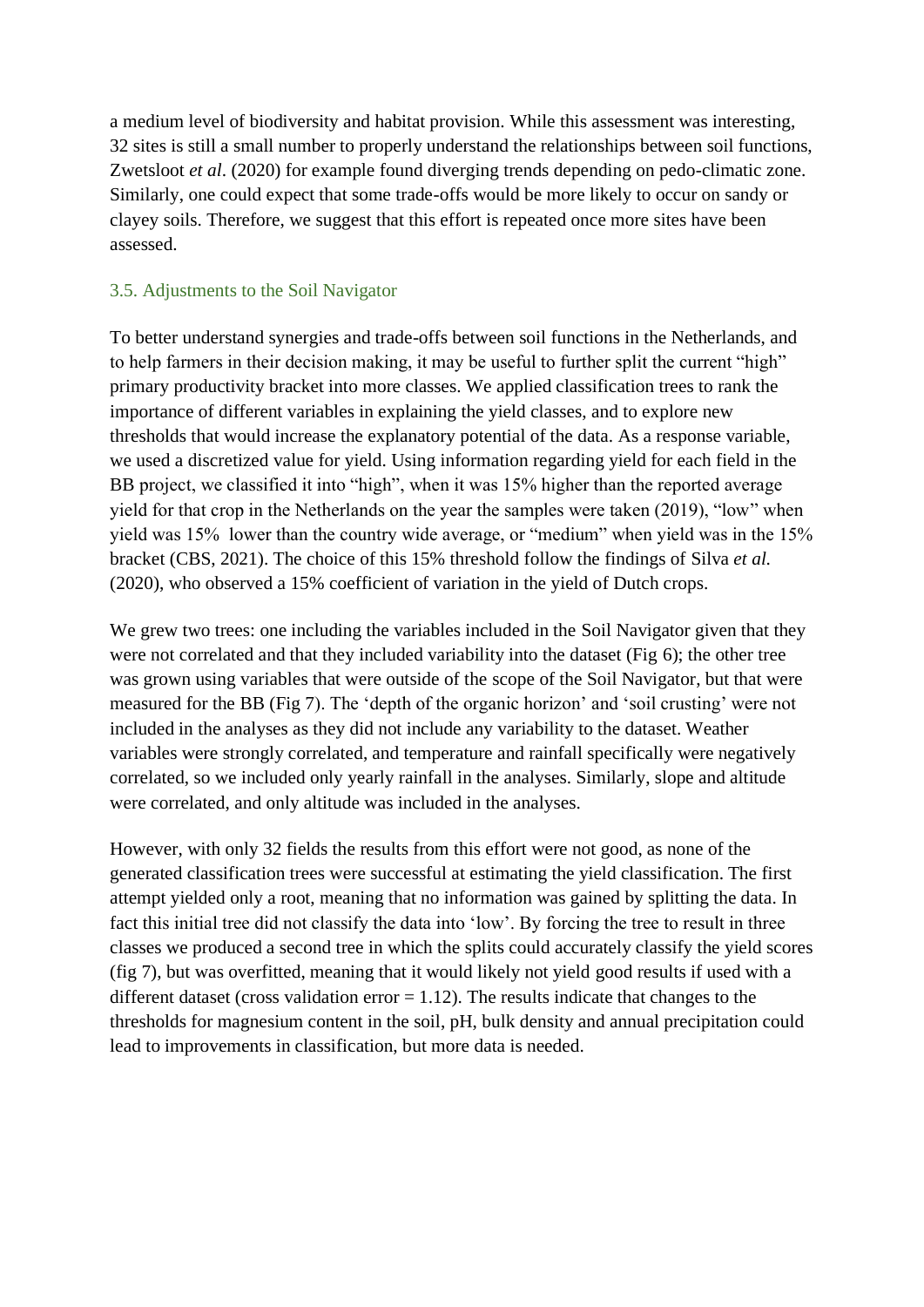a medium level of biodiversity and habitat provision. While this assessment was interesting, 32 sites is still a small number to properly understand the relationships between soil functions, Zwetsloot *et al*. (2020) for example found diverging trends depending on pedo-climatic zone. Similarly, one could expect that some trade-offs would be more likely to occur on sandy or clayey soils. Therefore, we suggest that this effort is repeated once more sites have been assessed.

### 3.5. Adjustments to the Soil Navigator

To better understand synergies and trade-offs between soil functions in the Netherlands, and to help farmers in their decision making, it may be useful to further split the current "high" primary productivity bracket into more classes. We applied classification trees to rank the importance of different variables in explaining the yield classes, and to explore new thresholds that would increase the explanatory potential of the data. As a response variable, we used a discretized value for yield. Using information regarding yield for each field in the BB project, we classified it into "high", when it was 15% higher than the reported average yield for that crop in the Netherlands on the year the samples were taken (2019), "low" when yield was 15% lower than the country wide average, or "medium" when yield was in the 15% bracket (CBS, 2021). The choice of this 15% threshold follow the findings of Silva *et al.* (2020), who observed a 15% coefficient of variation in the yield of Dutch crops.

We grew two trees: one including the variables included in the Soil Navigator given that they were not correlated and that they included variability into the dataset (Fig 6); the other tree was grown using variables that were outside of the scope of the Soil Navigator, but that were measured for the BB (Fig 7). The 'depth of the organic horizon' and 'soil crusting' were not included in the analyses as they did not include any variability to the dataset. Weather variables were strongly correlated, and temperature and rainfall specifically were negatively correlated, so we included only yearly rainfall in the analyses. Similarly, slope and altitude were correlated, and only altitude was included in the analyses.

However, with only 32 fields the results from this effort were not good, as none of the generated classification trees were successful at estimating the yield classification. The first attempt yielded only a root, meaning that no information was gained by splitting the data. In fact this initial tree did not classify the data into 'low'. By forcing the tree to result in three classes we produced a second tree in which the splits could accurately classify the yield scores (fig 7), but was overfitted, meaning that it would likely not yield good results if used with a different dataset (cross validation error = 1.12). The results indicate that changes to the thresholds for magnesium content in the soil, pH, bulk density and annual precipitation could lead to improvements in classification, but more data is needed.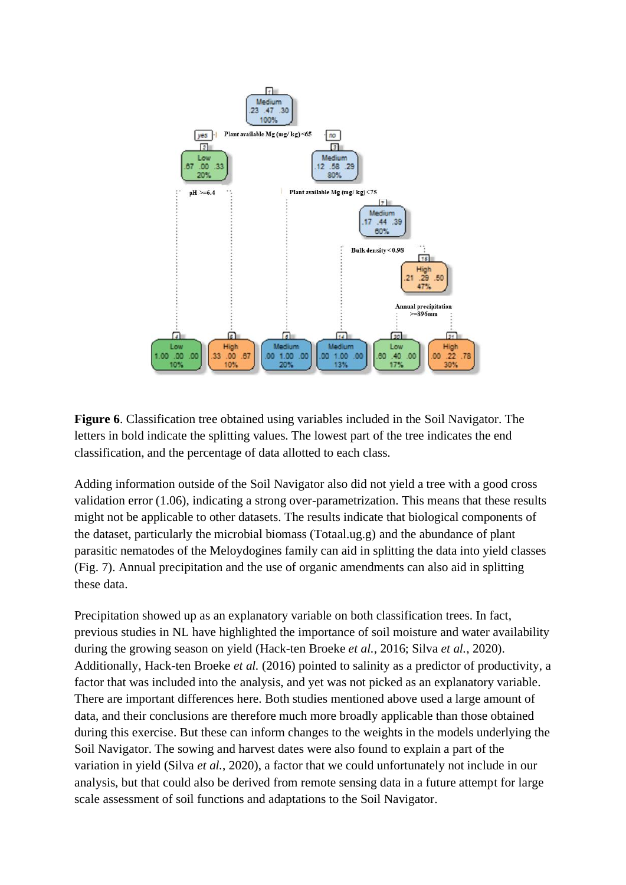**Figure 6**. Classification tree obtained using variables included in the Soil Navigator. The letters in bold indicate the splitting values. The lowest part of the tree indicates the end classification, and the percentage of data allotted to each class.

Adding information outside of the Soil Navigator also did not yield a tree with a good cross validation error (1.06), indicating a strong over-parametrization. This means that these results might not be applicable to other datasets. The results indicate that biological components of the dataset, particularly the microbial biomass (Totaal.ug.g) and the abundance of plant parasitic nematodes of the Meloydogines family can aid in splitting the data into yield classes (Fig. 7). Annual precipitation and the use of organic amendments can also aid in splitting these data.

Precipitation showed up as an explanatory variable on both classification trees. In fact, previous studies in NL have highlighted the importance of soil moisture and water availability during the growing season on yield (Hack-ten Broeke *et al.*, 2016; Silva *et al.*, 2020). Additionally, Hack-ten Broeke *et al.* (2016) pointed to salinity as a predictor of productivity, a factor that was included into the analysis, and yet was not picked as an explanatory variable. There are important differences here. Both studies mentioned above used a large amount of data, and their conclusions are therefore much more broadly applicable than those obtained during this exercise. But these can inform changes to the weights in the models underlying the Soil Navigator. The sowing and harvest dates were also found to explain a part of the variation in yield (Silva *et al.*, 2020), a factor that we could unfortunately not include in our analysis, but that could also be derived from remote sensing data in a future attempt for large scale assessment of soil functions and adaptations to the Soil Navigator.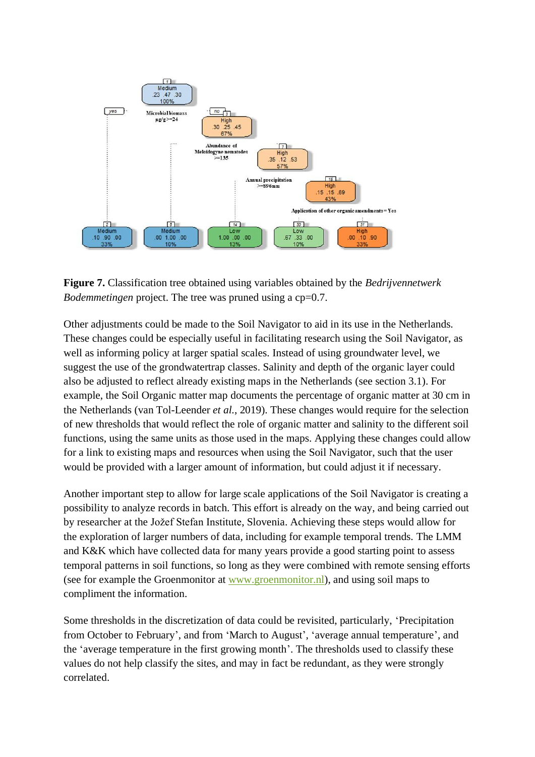**Figure 7.** Classification tree obtained using variables obtained by the *Bedrijvennetwerk Bodemmetingen* project. The tree was pruned using a cp=0.7.

Other adjustments could be made to the Soil Navigator to aid in its use in the Netherlands. These changes could be especially useful in facilitating research using the Soil Navigator, as well as informing policy at larger spatial scales. Instead of using groundwater level, we suggest the use of the grondwatertrap classes. Salinity and depth of the organic layer could also be adjusted to reflect already existing maps in the Netherlands (see section 3.1). For example, the Soil Organic matter map documents the percentage of organic matter at 30 cm in the Netherlands (van Tol-Leender *et al.*, 2019). These changes would require for the selection of new thresholds that would reflect the role of organic matter and salinity to the different soil functions, using the same units as those used in the maps. Applying these changes could allow for a link to existing maps and resources when using the Soil Navigator, such that the user would be provided with a larger amount of information, but could adjust it if necessary.

Another important step to allow for large scale applications of the Soil Navigator is creating a possibility to analyze records in batch. This effort is already on the way, and being carried out by researcher at the Jožef Stefan Institute, Slovenia. Achieving these steps would allow for the exploration of larger numbers of data, including for example temporal trends. The LMM and K&K which have collected data for many years provide a good starting point to assess temporal patterns in soil functions, so long as they were combined with remote sensing efforts (see for example the Groenmonitor at www.groenmonitor.nl), and using soil maps to compliment the information.

Some thresholds in the discretization of data could be revisited, particularly, 'Precipitation from October to February', and from 'March to August', 'average annual temperature', and the 'average temperature in the first growing month'. The thresholds used to classify these values do not help classify the sites, and may in fact be redundant, as they were strongly correlated.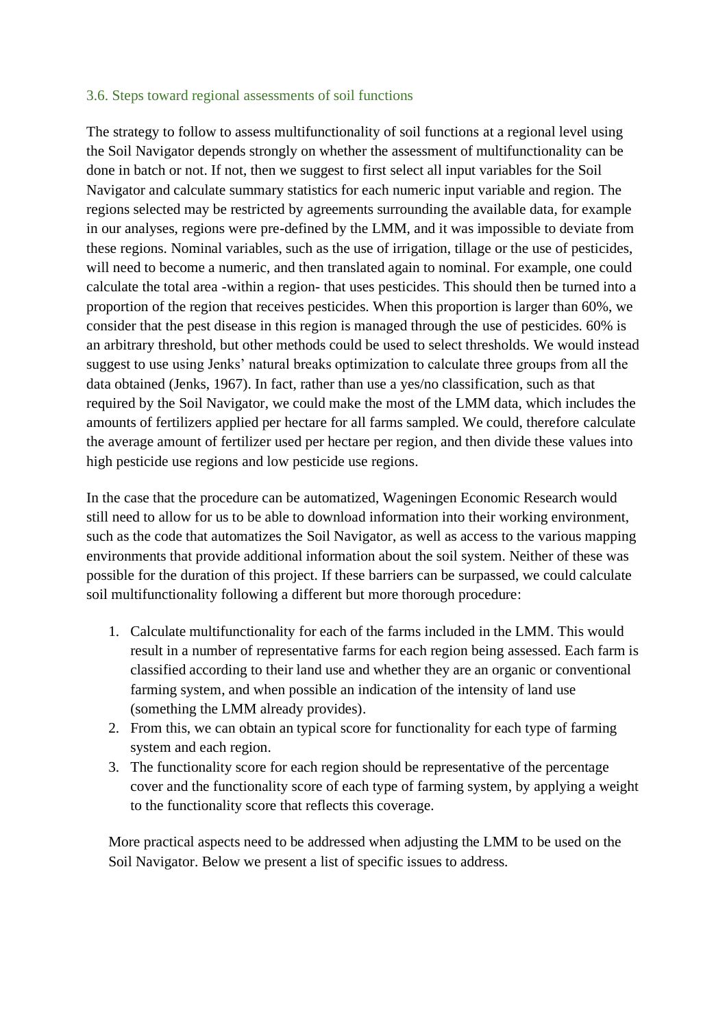### 3.6. Steps toward regional assessments of soil functions

The strategy to follow to assess multifunctionality of soil functions at a regional level using the Soil Navigator depends strongly on whether the assessment of multifunctionality can be done in batch or not. If not, then we suggest to first select all input variables for the Soil Navigator and calculate summary statistics for each numeric input variable and region. The regions selected may be restricted by agreements surrounding the available data, for example in our analyses, regions were pre-defined by the LMM, and it was impossible to deviate from these regions. Nominal variables, such as the use of irrigation, tillage or the use of pesticides, will need to become a numeric, and then translated again to nominal. For example, one could calculate the total area -within a region- that uses pesticides. This should then be turned into a proportion of the region that receives pesticides. When this proportion is larger than 60%, we consider that the pest disease in this region is managed through the use of pesticides. 60% is an arbitrary threshold, but other methods could be used to select thresholds. We would instead suggest to use using Jenks' natural breaks optimization to calculate three groups from all the data obtained (Jenks, 1967). In fact, rather than use a yes/no classification, such as that required by the Soil Navigator, we could make the most of the LMM data, which includes the amounts of fertilizers applied per hectare for all farms sampled. We could, therefore calculate the average amount of fertilizer used per hectare per region, and then divide these values into high pesticide use regions and low pesticide use regions.

In the case that the procedure can be automatized, Wageningen Economic Research would still need to allow for us to be able to download information into their working environment, such as the code that automatizes the Soil Navigator, as well as access to the various mapping environments that provide additional information about the soil system. Neither of these was possible for the duration of this project. If these barriers can be surpassed, we could calculate soil multifunctionality following a different but more thorough procedure:

1. Calculate multifunctionality for each of the farms included in the LMM. This would result in a number of representative farms for each region being assessed. Each farm is classified according to their land use and whether they are an organic or conventional farming system, and when possible an indication of the intensity of land use (something the LMM already provides).
2. From this, we can obtain an typical score for functionality for each type of farming system and each region.
3. The functionality score for each region should be representative of the percentage cover and the functionality score of each type of farming system, by applying a weight to the functionality score that reflects this coverage.

More practical aspects need to be addressed when adjusting the LMM to be used on the Soil Navigator. Below we present a list of specific issues to address.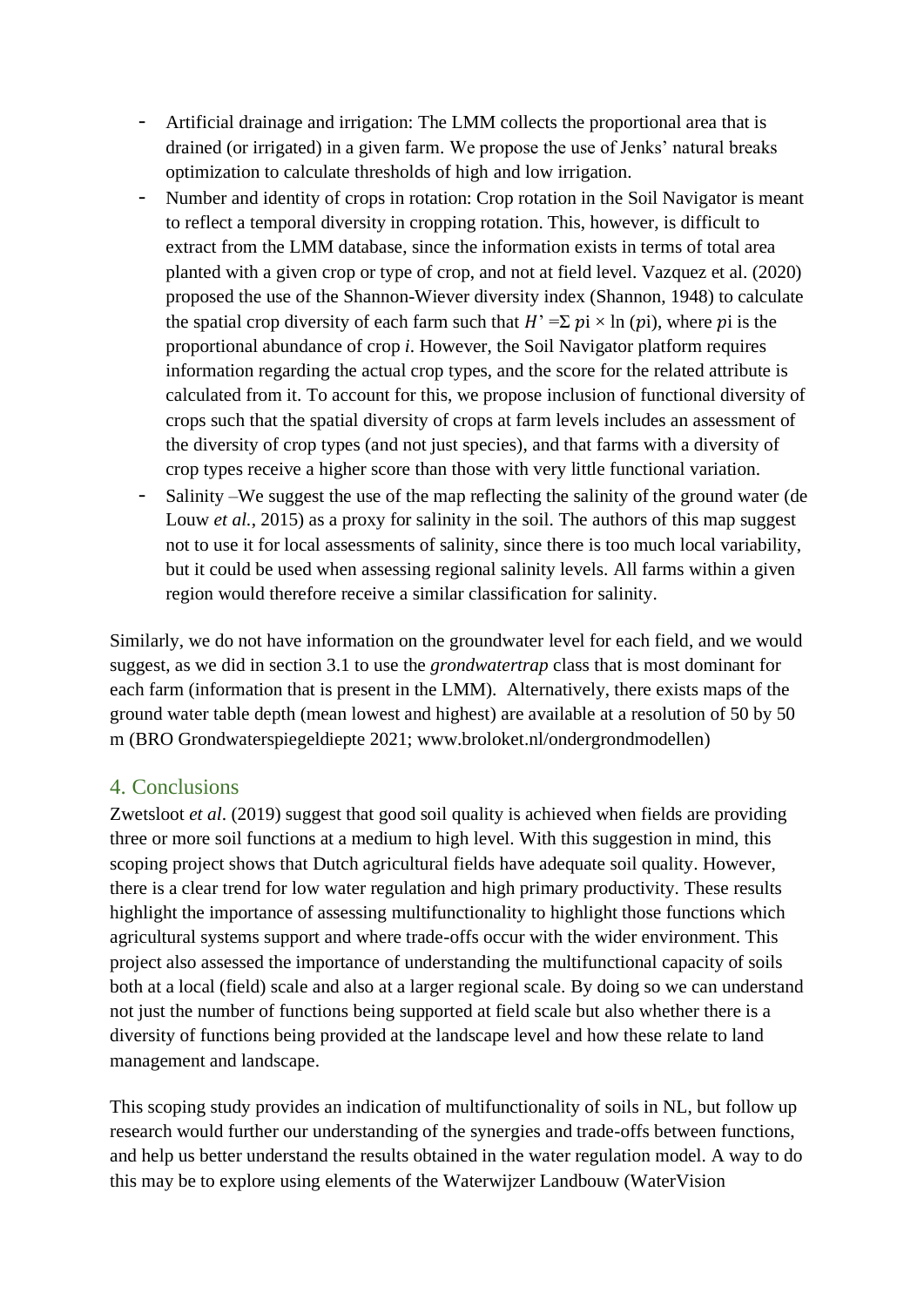- Artificial drainage and irrigation: The LMM collects the proportional area that is drained (or irrigated) in a given farm. We propose the use of Jenks' natural breaks optimization to calculate thresholds of high and low irrigation.
- Number and identity of crops in rotation: Crop rotation in the Soil Navigator is meant to reflect a temporal diversity in cropping rotation. This, however, is difficult to extract from the LMM database, since the information exists in terms of total area planted with a given crop or type of crop, and not at field level. Vazquez et al. (2020) proposed the use of the Shannon-Wiever diversity index (Shannon, 1948) to calculate the spatial crop diversity of each farm such that $H' = \Sigma\, p_i \times \ln(p_i)$, where $p_i$ is the proportional abundance of crop *i*. However, the Soil Navigator platform requires information regarding the actual crop types, and the score for the related attribute is calculated from it. To account for this, we propose inclusion of functional diversity of crops such that the spatial diversity of crops at farm levels includes an assessment of the diversity of crop types (and not just species), and that farms with a diversity of crop types receive a higher score than those with very little functional variation.
- Salinity –We suggest the use of the map reflecting the salinity of the ground water (de Louw *et al.*, 2015) as a proxy for salinity in the soil. The authors of this map suggest not to use it for local assessments of salinity, since there is too much local variability, but it could be used when assessing regional salinity levels. All farms within a given region would therefore receive a similar classification for salinity.

Similarly, we do not have information on the groundwater level for each field, and we would suggest, as we did in section 3.1 to use the *grondwatertrap* class that is most dominant for each farm (information that is present in the LMM). Alternatively, there exists maps of the ground water table depth (mean lowest and highest) are available at a resolution of 50 by 50 m (BRO Grondwaterspiegeldiepte 2021; www.broloket.nl/ondergrondmodellen)

## 4. Conclusions

Zwetsloot *et al*. (2019) suggest that good soil quality is achieved when fields are providing three or more soil functions at a medium to high level. With this suggestion in mind, this scoping project shows that Dutch agricultural fields have adequate soil quality. However, there is a clear trend for low water regulation and high primary productivity. These results highlight the importance of assessing multifunctionality to highlight those functions which agricultural systems support and where trade-offs occur with the wider environment. This project also assessed the importance of understanding the multifunctional capacity of soils both at a local (field) scale and also at a larger regional scale. By doing so we can understand not just the number of functions being supported at field scale but also whether there is a diversity of functions being provided at the landscape level and how these relate to land management and landscape.

This scoping study provides an indication of multifunctionality of soils in NL, but follow up research would further our understanding of the synergies and trade-offs between functions, and help us better understand the results obtained in the water regulation model. A way to do this may be to explore using elements of the Waterwijzer Landbouw (WaterVision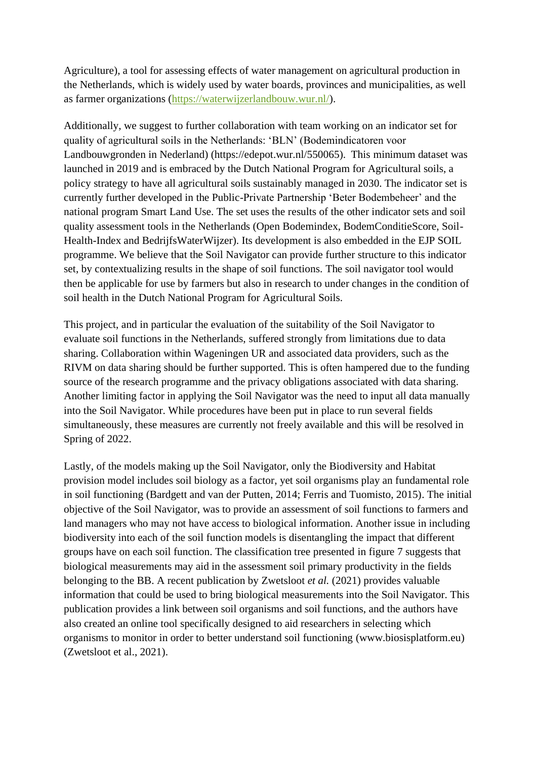Agriculture), a tool for assessing effects of water management on agricultural production in the Netherlands, which is widely used by water boards, provinces and municipalities, as well as farmer organizations (https://waterwijzerlandbouw.wur.nl/).

Additionally, we suggest to further collaboration with team working on an indicator set for quality of agricultural soils in the Netherlands: 'BLN' (Bodemindicatoren voor Landbouwgronden in Nederland) (https://edepot.wur.nl/550065). This minimum dataset was launched in 2019 and is embraced by the Dutch National Program for Agricultural soils, a policy strategy to have all agricultural soils sustainably managed in 2030. The indicator set is currently further developed in the Public-Private Partnership 'Beter Bodembeheer' and the national program Smart Land Use. The set uses the results of the other indicator sets and soil quality assessment tools in the Netherlands (Open Bodemindex, BodemConditieScore, Soil-Health-Index and BedrijfsWaterWijzer). Its development is also embedded in the EJP SOIL programme. We believe that the Soil Navigator can provide further structure to this indicator set, by contextualizing results in the shape of soil functions. The soil navigator tool would then be applicable for use by farmers but also in research to under changes in the condition of soil health in the Dutch National Program for Agricultural Soils.

This project, and in particular the evaluation of the suitability of the Soil Navigator to evaluate soil functions in the Netherlands, suffered strongly from limitations due to data sharing. Collaboration within Wageningen UR and associated data providers, such as the RIVM on data sharing should be further supported. This is often hampered due to the funding source of the research programme and the privacy obligations associated with data sharing. Another limiting factor in applying the Soil Navigator was the need to input all data manually into the Soil Navigator. While procedures have been put in place to run several fields simultaneously, these measures are currently not freely available and this will be resolved in Spring of 2022.

Lastly, of the models making up the Soil Navigator, only the Biodiversity and Habitat provision model includes soil biology as a factor, yet soil organisms play an fundamental role in soil functioning (Bardgett and van der Putten, 2014; Ferris and Tuomisto, 2015). The initial objective of the Soil Navigator, was to provide an assessment of soil functions to farmers and land managers who may not have access to biological information. Another issue in including biodiversity into each of the soil function models is disentangling the impact that different groups have on each soil function. The classification tree presented in figure 7 suggests that biological measurements may aid in the assessment soil primary productivity in the fields belonging to the BB. A recent publication by Zwetsloot *et al.* (2021) provides valuable information that could be used to bring biological measurements into the Soil Navigator. This publication provides a link between soil organisms and soil functions, and the authors have also created an online tool specifically designed to aid researchers in selecting which organisms to monitor in order to better understand soil functioning (www.biosisplatform.eu) (Zwetsloot et al., 2021).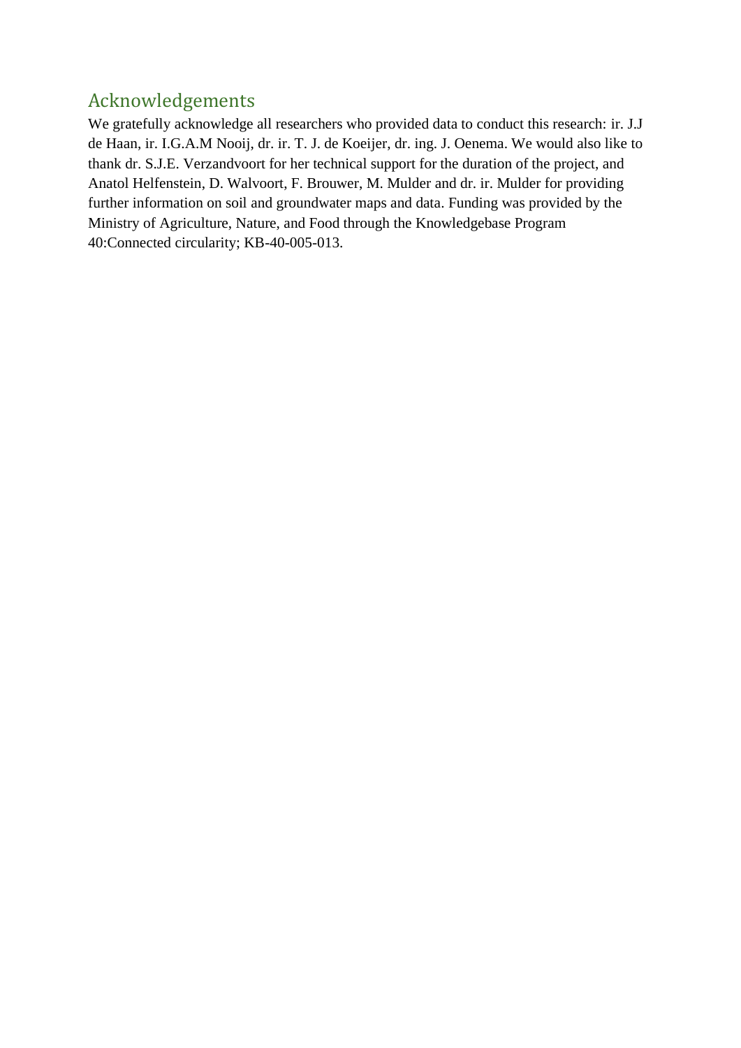## Acknowledgements

We gratefully acknowledge all researchers who provided data to conduct this research: ir. J.J de Haan, ir. I.G.A.M Nooij, dr. ir. T. J. de Koeijer, dr. ing. J. Oenema. We would also like to thank dr. S.J.E. Verzandvoort for her technical support for the duration of the project, and Anatol Helfenstein, D. Walvoort, F. Brouwer, M. Mulder and dr. ir. Mulder for providing further information on soil and groundwater maps and data. Funding was provided by the Ministry of Agriculture, Nature, and Food through the Knowledgebase Program 40:Connected circularity; KB-40-005-013.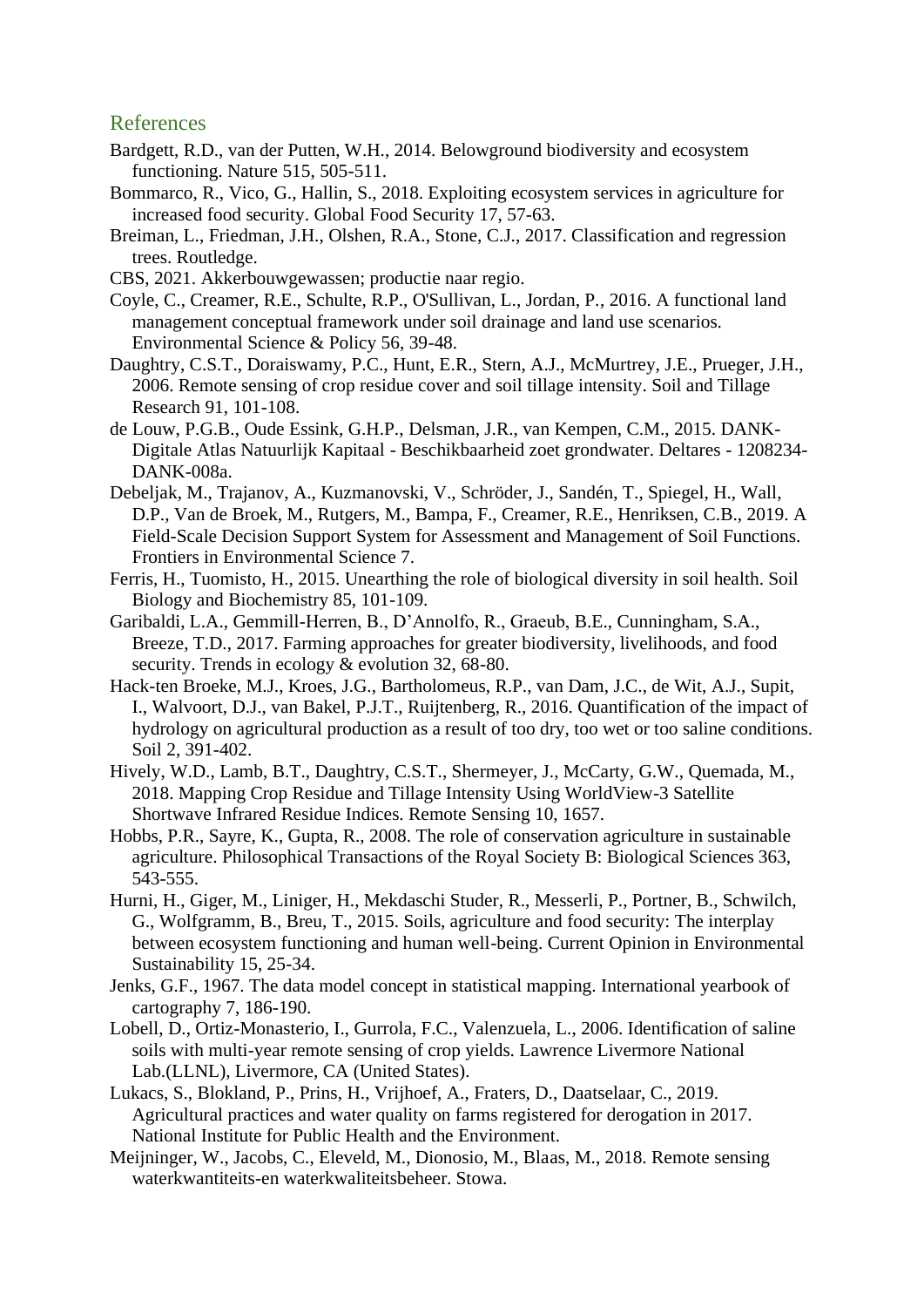## References

Bardgett, R.D., van der Putten, W.H., 2014. Belowground biodiversity and ecosystem functioning. Nature 515, 505-511.

Bommarco, R., Vico, G., Hallin, S., 2018. Exploiting ecosystem services in agriculture for increased food security. Global Food Security 17, 57-63.

Breiman, L., Friedman, J.H., Olshen, R.A., Stone, C.J., 2017. Classification and regression trees. Routledge.

CBS, 2021. Akkerbouwgewassen; productie naar regio.

Coyle, C., Creamer, R.E., Schulte, R.P., O'Sullivan, L., Jordan, P., 2016. A functional land management conceptual framework under soil drainage and land use scenarios. Environmental Science & Policy 56, 39-48.

Daughtry, C.S.T., Doraiswamy, P.C., Hunt, E.R., Stern, A.J., McMurtrey, J.E., Prueger, J.H., 2006. Remote sensing of crop residue cover and soil tillage intensity. Soil and Tillage Research 91, 101-108.

de Louw, P.G.B., Oude Essink, G.H.P., Delsman, J.R., van Kempen, C.M., 2015. DANK-Digitale Atlas Natuurlijk Kapitaal - Beschikbaarheid zoet grondwater. Deltares - 1208234-DANK-008a.

Debeljak, M., Trajanov, A., Kuzmanovski, V., Schröder, J., Sandén, T., Spiegel, H., Wall, D.P., Van de Broek, M., Rutgers, M., Bampa, F., Creamer, R.E., Henriksen, C.B., 2019. A Field-Scale Decision Support System for Assessment and Management of Soil Functions. Frontiers in Environmental Science 7.

Ferris, H., Tuomisto, H., 2015. Unearthing the role of biological diversity in soil health. Soil Biology and Biochemistry 85, 101-109.

Garibaldi, L.A., Gemmill-Herren, B., D'Annolfo, R., Graeub, B.E., Cunningham, S.A., Breeze, T.D., 2017. Farming approaches for greater biodiversity, livelihoods, and food security. Trends in ecology & evolution 32, 68-80.

Hack-ten Broeke, M.J., Kroes, J.G., Bartholomeus, R.P., van Dam, J.C., de Wit, A.J., Supit, I., Walvoort, D.J., van Bakel, P.J.T., Ruijtenberg, R., 2016. Quantification of the impact of hydrology on agricultural production as a result of too dry, too wet or too saline conditions. Soil 2, 391-402.

Hively, W.D., Lamb, B.T., Daughtry, C.S.T., Shermeyer, J., McCarty, G.W., Quemada, M., 2018. Mapping Crop Residue and Tillage Intensity Using WorldView-3 Satellite Shortwave Infrared Residue Indices. Remote Sensing 10, 1657.

Hobbs, P.R., Sayre, K., Gupta, R., 2008. The role of conservation agriculture in sustainable agriculture. Philosophical Transactions of the Royal Society B: Biological Sciences 363, 543-555.

Hurni, H., Giger, M., Liniger, H., Mekdaschi Studer, R., Messerli, P., Portner, B., Schwilch, G., Wolfgramm, B., Breu, T., 2015. Soils, agriculture and food security: The interplay between ecosystem functioning and human well-being. Current Opinion in Environmental Sustainability 15, 25-34.

Jenks, G.F., 1967. The data model concept in statistical mapping. International yearbook of cartography 7, 186-190.

Lobell, D., Ortiz-Monasterio, I., Gurrola, F.C., Valenzuela, L., 2006. Identification of saline soils with multi-year remote sensing of crop yields. Lawrence Livermore National Lab.(LLNL), Livermore, CA (United States).

Lukacs, S., Blokland, P., Prins, H., Vrijhoef, A., Fraters, D., Daatselaar, C., 2019. Agricultural practices and water quality on farms registered for derogation in 2017. National Institute for Public Health and the Environment.

Meijninger, W., Jacobs, C., Eleveld, M., Dionosio, M., Blaas, M., 2018. Remote sensing waterkwantiteits-en waterkwaliteitsbeheer. Stowa.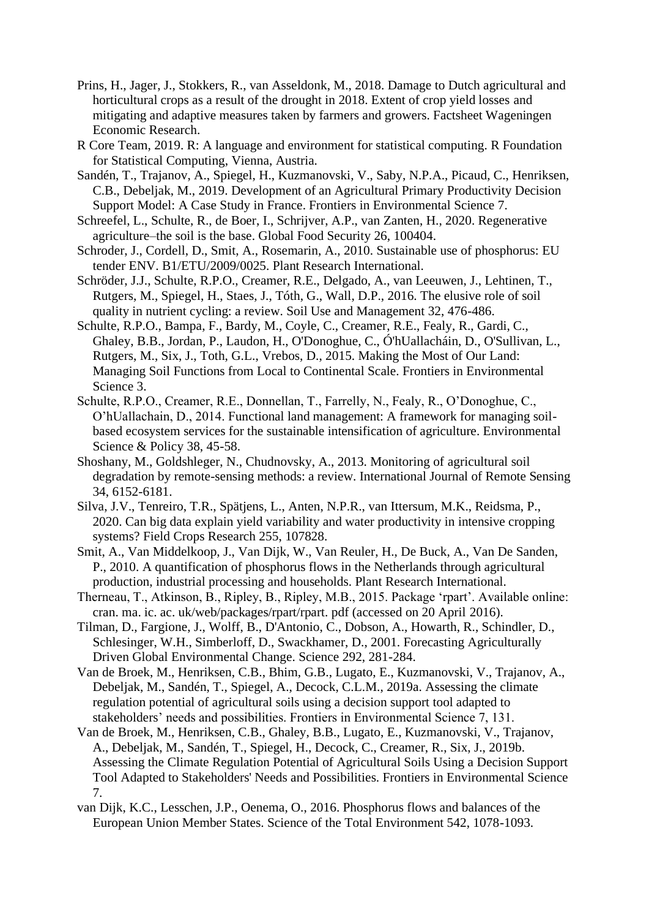Prins, H., Jager, J., Stokkers, R., van Asseldonk, M., 2018. Damage to Dutch agricultural and horticultural crops as a result of the drought in 2018. Extent of crop yield losses and mitigating and adaptive measures taken by farmers and growers. Factsheet Wageningen Economic Research.

R Core Team, 2019. R: A language and environment for statistical computing. R Foundation for Statistical Computing, Vienna, Austria.

Sandén, T., Trajanov, A., Spiegel, H., Kuzmanovski, V., Saby, N.P.A., Picaud, C., Henriksen, C.B., Debeljak, M., 2019. Development of an Agricultural Primary Productivity Decision Support Model: A Case Study in France. Frontiers in Environmental Science 7.

Schreefel, L., Schulte, R., de Boer, I., Schrijver, A.P., van Zanten, H., 2020. Regenerative agriculture–the soil is the base. Global Food Security 26, 100404.

Schroder, J., Cordell, D., Smit, A., Rosemarin, A., 2010. Sustainable use of phosphorus: EU tender ENV. B1/ETU/2009/0025. Plant Research International.

Schröder, J.J., Schulte, R.P.O., Creamer, R.E., Delgado, A., van Leeuwen, J., Lehtinen, T., Rutgers, M., Spiegel, H., Staes, J., Tóth, G., Wall, D.P., 2016. The elusive role of soil quality in nutrient cycling: a review. Soil Use and Management 32, 476-486.

Schulte, R.P.O., Bampa, F., Bardy, M., Coyle, C., Creamer, R.E., Fealy, R., Gardi, C., Ghaley, B.B., Jordan, P., Laudon, H., O'Donoghue, C., Ó'hUallacháin, D., O'Sullivan, L., Rutgers, M., Six, J., Toth, G.L., Vrebos, D., 2015. Making the Most of Our Land: Managing Soil Functions from Local to Continental Scale. Frontiers in Environmental Science 3.

Schulte, R.P.O., Creamer, R.E., Donnellan, T., Farrelly, N., Fealy, R., O'Donoghue, C., O'hUallachain, D., 2014. Functional land management: A framework for managing soil-based ecosystem services for the sustainable intensification of agriculture. Environmental Science & Policy 38, 45-58.

Shoshany, M., Goldshleger, N., Chudnovsky, A., 2013. Monitoring of agricultural soil degradation by remote-sensing methods: a review. International Journal of Remote Sensing 34, 6152-6181.

Silva, J.V., Tenreiro, T.R., Spätjens, L., Anten, N.P.R., van Ittersum, M.K., Reidsma, P., 2020. Can big data explain yield variability and water productivity in intensive cropping systems? Field Crops Research 255, 107828.

Smit, A., Van Middelkoop, J., Van Dijk, W., Van Reuler, H., De Buck, A., Van De Sanden, P., 2010. A quantification of phosphorus flows in the Netherlands through agricultural production, industrial processing and households. Plant Research International.

Therneau, T., Atkinson, B., Ripley, B., Ripley, M.B., 2015. Package 'rpart'. Available online: cran. ma. ic. ac. uk/web/packages/rpart/rpart. pdf (accessed on 20 April 2016).

Tilman, D., Fargione, J., Wolff, B., D'Antonio, C., Dobson, A., Howarth, R., Schindler, D., Schlesinger, W.H., Simberloff, D., Swackhamer, D., 2001. Forecasting Agriculturally Driven Global Environmental Change. Science 292, 281-284.

Van de Broek, M., Henriksen, C.B., Bhim, G.B., Lugato, E., Kuzmanovski, V., Trajanov, A., Debeljak, M., Sandén, T., Spiegel, A., Decock, C.L.M., 2019a. Assessing the climate regulation potential of agricultural soils using a decision support tool adapted to stakeholders' needs and possibilities. Frontiers in Environmental Science 7, 131.

Van de Broek, M., Henriksen, C.B., Ghaley, B.B., Lugato, E., Kuzmanovski, V., Trajanov, A., Debeljak, M., Sandén, T., Spiegel, H., Decock, C., Creamer, R., Six, J., 2019b. Assessing the Climate Regulation Potential of Agricultural Soils Using a Decision Support Tool Adapted to Stakeholders' Needs and Possibilities. Frontiers in Environmental Science 7.

van Dijk, K.C., Lesschen, J.P., Oenema, O., 2016. Phosphorus flows and balances of the European Union Member States. Science of the Total Environment 542, 1078-1093.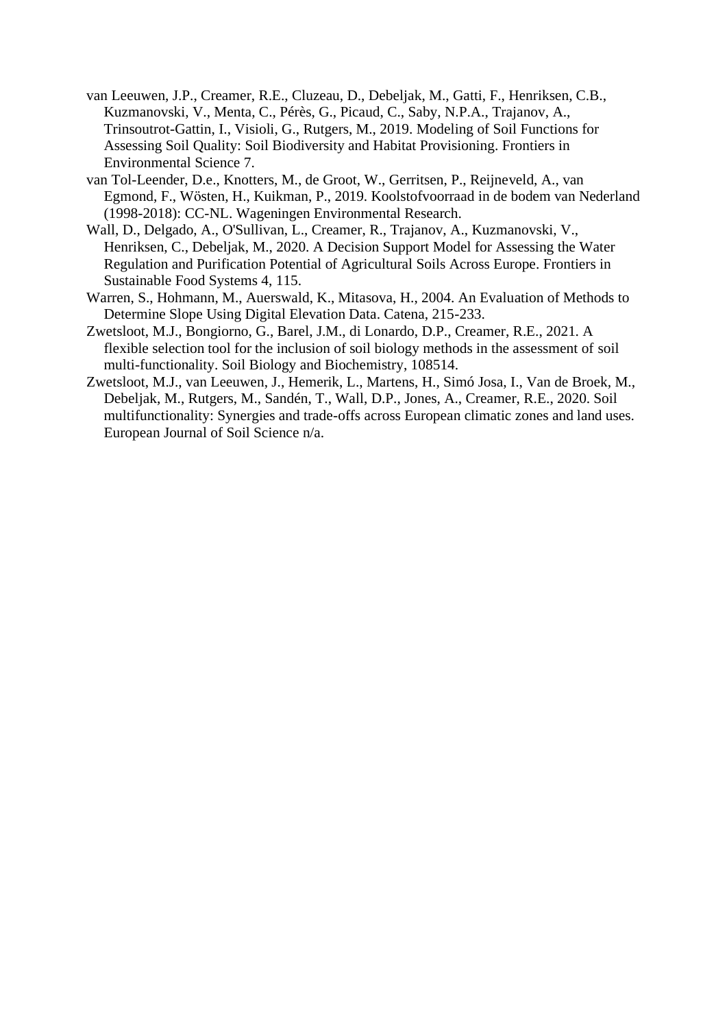van Leeuwen, J.P., Creamer, R.E., Cluzeau, D., Debeljak, M., Gatti, F., Henriksen, C.B., Kuzmanovski, V., Menta, C., Pérès, G., Picaud, C., Saby, N.P.A., Trajanov, A., Trinsoutrot-Gattin, I., Visioli, G., Rutgers, M., 2019. Modeling of Soil Functions for Assessing Soil Quality: Soil Biodiversity and Habitat Provisioning. Frontiers in Environmental Science 7.

van Tol-Leender, D.e., Knotters, M., de Groot, W., Gerritsen, P., Reijneveld, A., van Egmond, F., Wösten, H., Kuikman, P., 2019. Koolstofvoorraad in de bodem van Nederland (1998-2018): CC-NL. Wageningen Environmental Research.

Wall, D., Delgado, A., O'Sullivan, L., Creamer, R., Trajanov, A., Kuzmanovski, V., Henriksen, C., Debeljak, M., 2020. A Decision Support Model for Assessing the Water Regulation and Purification Potential of Agricultural Soils Across Europe. Frontiers in Sustainable Food Systems 4, 115.

Warren, S., Hohmann, M., Auerswald, K., Mitasova, H., 2004. An Evaluation of Methods to Determine Slope Using Digital Elevation Data. Catena, 215-233.

Zwetsloot, M.J., Bongiorno, G., Barel, J.M., di Lonardo, D.P., Creamer, R.E., 2021. A flexible selection tool for the inclusion of soil biology methods in the assessment of soil multi-functionality. Soil Biology and Biochemistry, 108514.

Zwetsloot, M.J., van Leeuwen, J., Hemerik, L., Martens, H., Simó Josa, I., Van de Broek, M., Debeljak, M., Rutgers, M., Sandén, T., Wall, D.P., Jones, A., Creamer, R.E., 2020. Soil multifunctionality: Synergies and trade-offs across European climatic zones and land uses. European Journal of Soil Science n/a.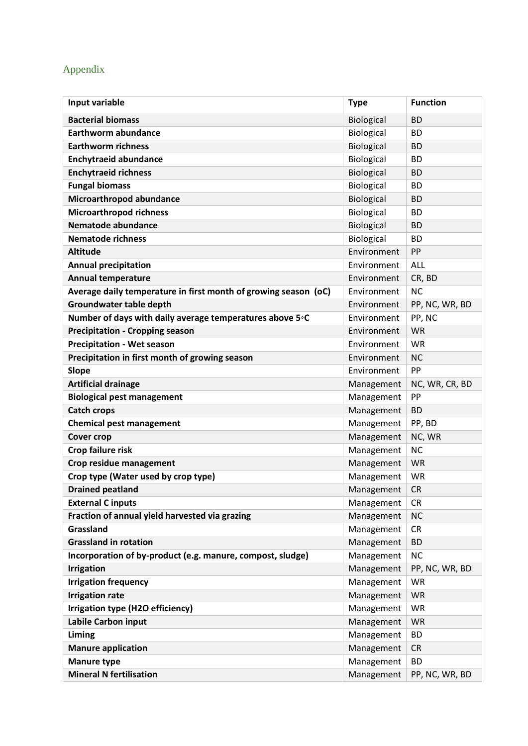## Appendix

| Input variable | Type | Function |
|---|---|---|
| **Bacterial biomass** | Biological | BD |
| **Earthworm abundance** | Biological | BD |
| **Earthworm richness** | Biological | BD |
| **Enchytraeid abundance** | Biological | BD |
| **Enchytraeid richness** | Biological | BD |
| **Fungal biomass** | Biological | BD |
| **Microarthropod abundance** | Biological | BD |
| **Microarthropod richness** | Biological | BD |
| **Nematode abundance** | Biological | BD |
| **Nematode richness** | Biological | BD |
| **Altitude** | Environment | PP |
| **Annual precipitation** | Environment | ALL |
| **Annual temperature** | Environment | CR, BD |
| **Average daily temperature in first month of growing season (oC)** | Environment | NC |
| **Groundwater table depth** | Environment | PP, NC, WR, BD |
| **Number of days with daily average temperatures above 5◦C** | Environment | PP, NC |
| **Precipitation - Cropping season** | Environment | WR |
| **Precipitation - Wet season** | Environment | WR |
| **Precipitation in first month of growing season** | Environment | NC |
| **Slope** | Environment | PP |
| **Artificial drainage** | Management | NC, WR, CR, BD |
| **Biological pest management** | Management | PP |
| **Catch crops** | Management | BD |
| **Chemical pest management** | Management | PP, BD |
| **Cover crop** | Management | NC, WR |
| **Crop failure risk** | Management | NC |
| **Crop residue management** | Management | WR |
| **Crop type (Water used by crop type)** | Management | WR |
| **Drained peatland** | Management | CR |
| **External C inputs** | Management | CR |
| **Fraction of annual yield harvested via grazing** | Management | NC |
| **Grassland** | Management | CR |
| **Grassland in rotation** | Management | BD |
| **Incorporation of by-product (e.g. manure, compost, sludge)** | Management | NC |
| **Irrigation** | Management | PP, NC, WR, BD |
| **Irrigation frequency** | Management | WR |
| **Irrigation rate** | Management | WR |
| **Irrigation type (H2O efficiency)** | Management | WR |
| **Labile Carbon input** | Management | WR |
| **Liming** | Management | BD |
| **Manure application** | Management | CR |
| **Manure type** | Management | BD |
| **Mineral N fertilisation** | Management | PP, NC, WR, BD |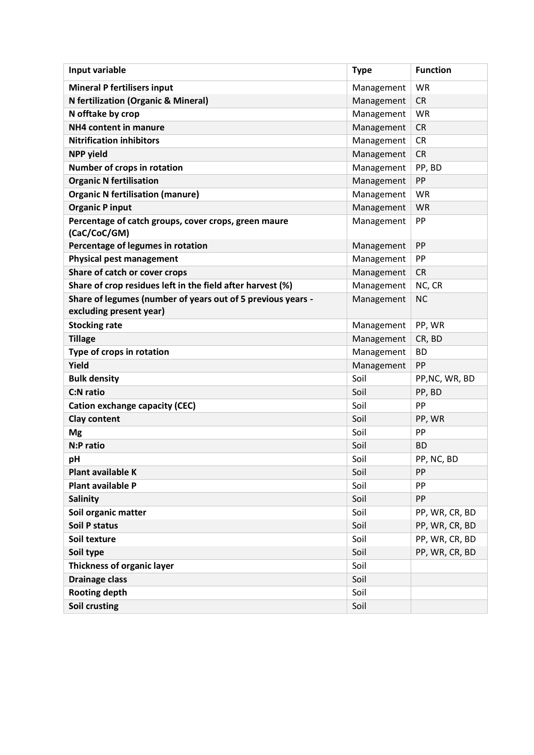| Input variable | Type | Function |
|---|---|---|
| **Mineral P fertilisers input** | Management | WR |
| **N fertilization (Organic & Mineral)** | Management | CR |
| **N offtake by crop** | Management | WR |
| **NH4 content in manure** | Management | CR |
| **Nitrification inhibitors** | Management | CR |
| **NPP yield** | Management | CR |
| **Number of crops in rotation** | Management | PP, BD |
| **Organic N fertilisation** | Management | PP |
| **Organic N fertilisation (manure)** | Management | WR |
| **Organic P input** | Management | WR |
| **Percentage of catch groups, cover crops, green maure (CaC/CoC/GM)** | Management | PP |
| **Percentage of legumes in rotation** | Management | PP |
| **Physical pest management** | Management | PP |
| **Share of catch or cover crops** | Management | CR |
| **Share of crop residues left in the field after harvest (%)** | Management | NC, CR |
| **Share of legumes (number of years out of 5 previous years - excluding present year)** | Management | NC |
| **Stocking rate** | Management | PP, WR |
| **Tillage** | Management | CR, BD |
| **Type of crops in rotation** | Management | BD |
| **Yield** | Management | PP |
| **Bulk density** | Soil | PP,NC, WR, BD |
| **C:N ratio** | Soil | PP, BD |
| **Cation exchange capacity (CEC)** | Soil | PP |
| **Clay content** | Soil | PP, WR |
| **Mg** | Soil | PP |
| **N:P ratio** | Soil | BD |
| **pH** | Soil | PP, NC, BD |
| **Plant available K** | Soil | PP |
| **Plant available P** | Soil | PP |
| **Salinity** | Soil | PP |
| **Soil organic matter** | Soil | PP, WR, CR, BD |
| **Soil P status** | Soil | PP, WR, CR, BD |
| **Soil texture** | Soil | PP, WR, CR, BD |
| **Soil type** | Soil | PP, WR, CR, BD |
| **Thickness of organic layer** | Soil | |
| **Drainage class** | Soil | |
| **Rooting depth** | Soil | |
| **Soil crusting** | Soil | |